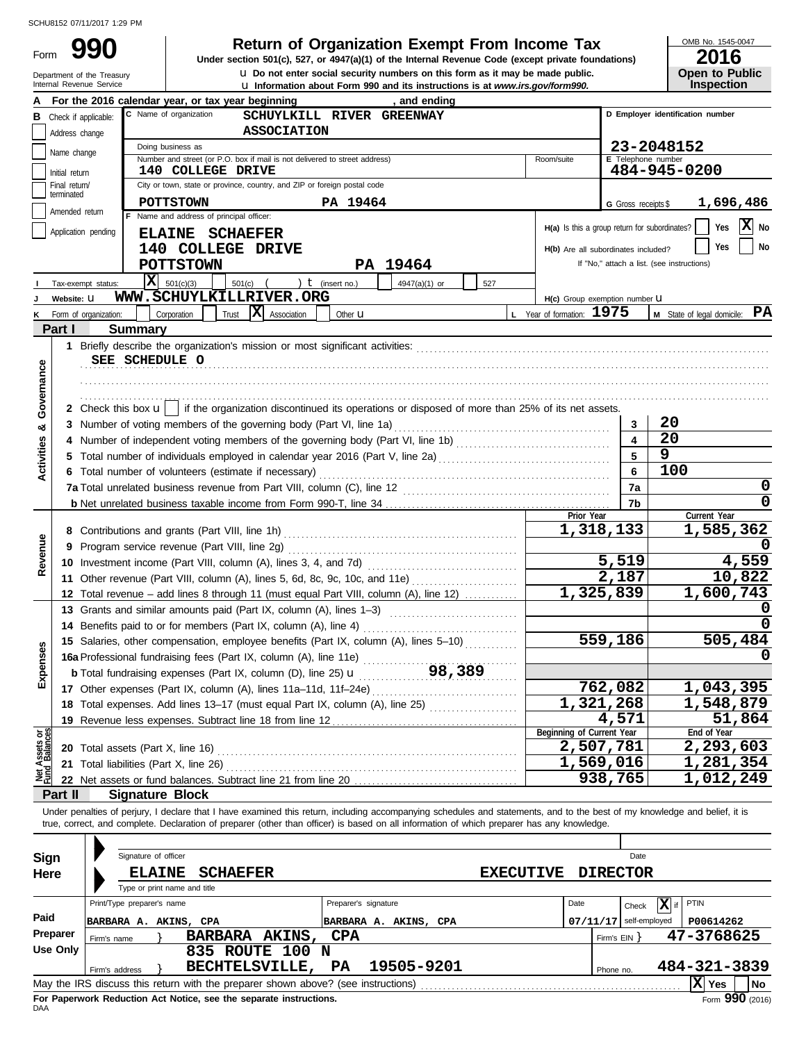SCHU8152 07/11/2017 1:29 PM

# Form 990

## Return of Organization Exempt From Income Tax

**Under section 501(c), 527, or 4947(a)(1) of the Internal Revenue Code (except private foundations)**

u Do not enter social security numbers on this form as it may be made public.

u Information about Form 990 and its instructions is at *www.irs.gov/form990.*

Department of the Treasury
Internal Revenue Service

OMB No. 1545-0047

**2016**

**Open to Public Inspection**

**A** For the 2016 calendar year, or tax year beginning , and ending

**B** Check if applicable: Address change; Name change; Initial return; Final return/terminated; Amended return; Application pending

**C** Name of organization: SCHUYLKILL RIVER GREENWAY ASSOCIATION

Doing business as

Number and street (or P.O. box if mail is not delivered to street address): 140 COLLEGE DRIVE — Room/suite

City or town, state or province, country, and ZIP or foreign postal code: POTTSTOWN PA 19464

**D** Employer identification number: 23-2048152

**E** Telephone number: 484-945-0200

**G** Gross receipts $ 1,696,486

**F** Name and address of principal officer: ELAINE SCHAEFER, 140 COLLEGE DRIVE, POTTSTOWN PA 19464

H(a) Is this a group return for subordinates? Yes [ ] No [X]

H(b) Are all subordinates included? Yes [ ] No [ ]
If "No," attach a list. (see instructions)

**I** Tax-exempt status: [X] 501(c)(3) [ ] 501(c) ( ) t (insert no.) [ ] 4947(a)(1) or [ ] 527

**J** Website: u WWW.SCHUYLKILLRIVER.ORG

H(c) Group exemption number u

**K** Form of organization: [ ] Corporation [ ] Trust [X] Association [ ] Other u

**L** Year of formation: 1975

**M** State of legal domicile: PA

## Part I Summary

**Activities & Governance**

1 Briefly describe the organization's mission or most significant activities: SEE SCHEDULE O

2 Check this box u [ ] if the organization discontinued its operations or disposed of more than 25% of its net assets.

| | | | |
|---|---|---|---|
| 3 | Number of voting members of the governing body (Part VI, line 1a) | 3 | 20 |
| 4 | Number of independent voting members of the governing body (Part VI, line 1b) | 4 | 20 |
| 5 | Total number of individuals employed in calendar year 2016 (Part V, line 2a) | 5 | 9 |
| 6 | Total number of volunteers (estimate if necessary) | 6 | 100 |
| 7a | Total unrelated business revenue from Part VIII, column (C), line 12 | 7a | 0 |
| b | Net unrelated business taxable income from Form 990-T, line 34 | 7b | 0 |

| | | Prior Year | Current Year |
|---|---|---|---|
| **Revenue** | | | |
| 8 | Contributions and grants (Part VIII, line 1h) | 1,318,133 | 1,585,362 |
| 9 | Program service revenue (Part VIII, line 2g) | | 0 |
| 10 | Investment income (Part VIII, column (A), lines 3, 4, and 7d) | 5,519 | 4,559 |
| 11 | Other revenue (Part VIII, column (A), lines 5, 6d, 8c, 9c, 10c, and 11e) | 2,187 | 10,822 |
| 12 | Total revenue – add lines 8 through 11 (must equal Part VIII, column (A), line 12) | 1,325,839 | 1,600,743 |
| **Expenses** | | | |
| 13 | Grants and similar amounts paid (Part IX, column (A), lines 1–3) | | 0 |
| 14 | Benefits paid to or for members (Part IX, column (A), line 4) | | 0 |
| 15 | Salaries, other compensation, employee benefits (Part IX, column (A), lines 5–10) | 559,186 | 505,484 |
| 16a | Professional fundraising fees (Part IX, column (A), line 11e) | | 0 |
| b | Total fundraising expenses (Part IX, column (D), line 25) u 98,389 | | |
| 17 | Other expenses (Part IX, column (A), lines 11a–11d, 11f–24e) | 762,082 | 1,043,395 |
| 18 | Total expenses. Add lines 13–17 (must equal Part IX, column (A), line 25) | 1,321,268 | 1,548,879 |
| 19 | Revenue less expenses. Subtract line 18 from line 12 | 4,571 | 51,864 |
| **Net Assets or Fund Balances** | | **Beginning of Current Year** | **End of Year** |
| 20 | Total assets (Part X, line 16) | 2,507,781 | 2,293,603 |
| 21 | Total liabilities (Part X, line 26) | 1,569,016 | 1,281,354 |
| 22 | Net assets or fund balances. Subtract line 21 from line 20 | 938,765 | 1,012,249 |

## Part II Signature Block

Under penalties of perjury, I declare that I have examined this return, including accompanying schedules and statements, and to the best of my knowledge and belief, it is true, correct, and complete. Declaration of preparer (other than officer) is based on all information of which preparer has any knowledge.

**Sign Here**

Signature of officer — Date

ELAINE SCHAEFER — EXECUTIVE DIRECTOR
Type or print name and title

**Paid Preparer Use Only**

| Print/Type preparer's name | Preparer's signature | Date | Check [X] if self-employed | PTIN |
|---|---|---|---|---|
| BARBARA A. AKINS, CPA | BARBARA A. AKINS, CPA | 07/11/17 | | P00614262 |

Firm's name } BARBARA AKINS, CPA — Firm's EIN } 47-3768625

Firm's address } 835 ROUTE 100 N, BECHTELSVILLE, PA 19505-9201 — Phone no. 484-321-3839

May the IRS discuss this return with the preparer shown above? (see instructions) [X] Yes [ ] No

**For Paperwork Reduction Act Notice, see the separate instructions.**

DAA

Form **990** (2016)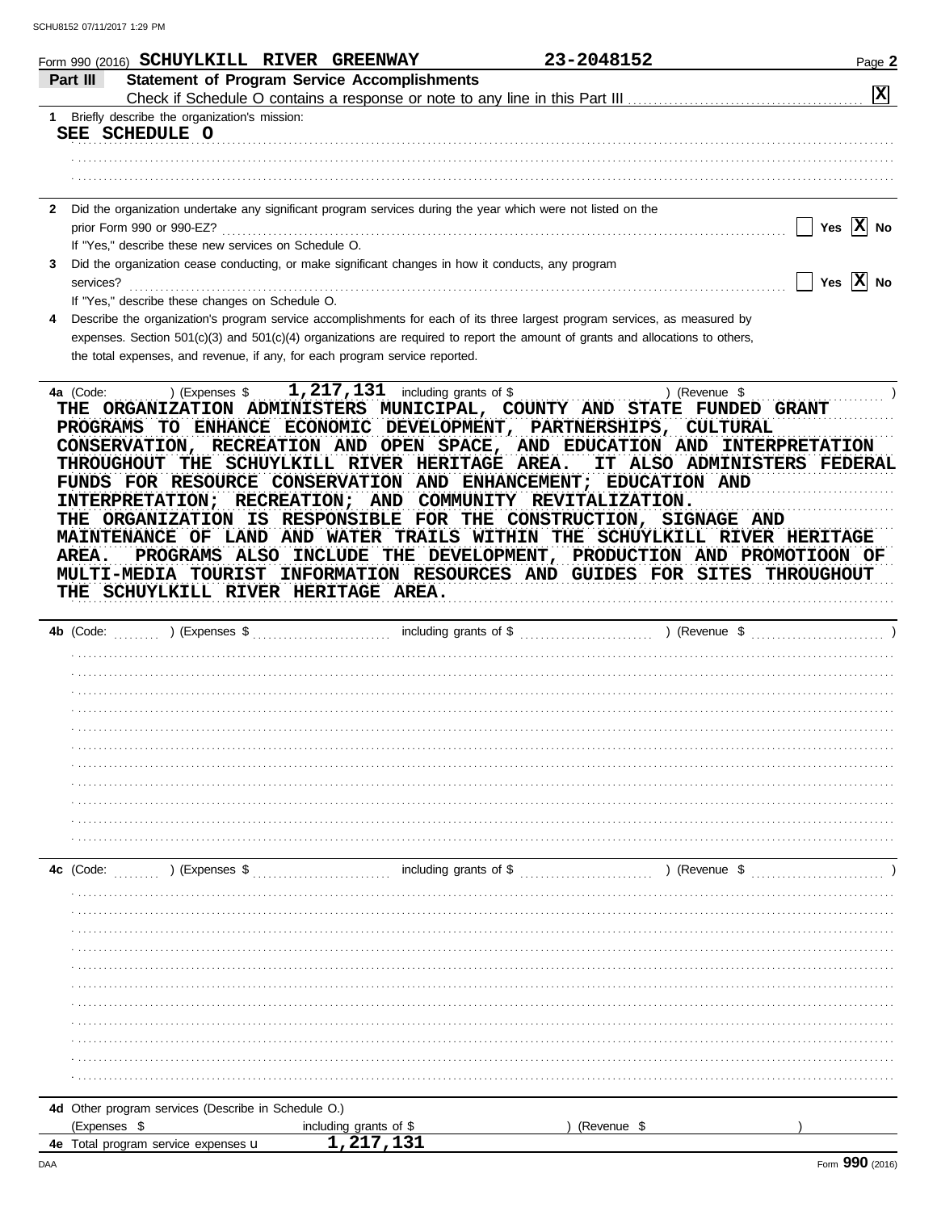Form 990 (2016) SCHUYLKILL RIVER GREENWAY 23-2048152 Page 2

## Part III Statement of Program Service Accomplishments

Check if Schedule O contains a response or note to any line in this Part III [X]

**1** Briefly describe the organization's mission:

SEE SCHEDULE O

**2** Did the organization undertake any significant program services during the year which were not listed on the prior Form 990 or 990-EZ? [ ] Yes [X] No

If "Yes," describe these new services on Schedule O.

**3** Did the organization cease conducting, or make significant changes in how it conducts, any program services? [ ] Yes [X] No

If "Yes," describe these changes on Schedule O.

**4** Describe the organization's program service accomplishments for each of its three largest program services, as measured by expenses. Section 501(c)(3) and 501(c)(4) organizations are required to report the amount of grants and allocations to others, the total expenses, and revenue, if any, for each program service reported.

**4a** (Code: ) (Expenses $ 1,217,131 including grants of $ ) (Revenue $ )

THE ORGANIZATION ADMINISTERS MUNICIPAL, COUNTY AND STATE FUNDED GRANT PROGRAMS TO ENHANCE ECONOMIC DEVELOPMENT, PARTNERSHIPS, CULTURAL CONSERVATION, RECREATION AND OPEN SPACE, AND EDUCATION AND INTERPRETATION THROUGHOUT THE SCHUYLKILL RIVER HERITAGE AREA. IT ALSO ADMINISTERS FEDERAL FUNDS FOR RESOURCE CONSERVATION AND ENHANCEMENT; EDUCATION AND INTERPRETATION; RECREATION; AND COMMUNITY REVITALIZATION. THE ORGANIZATION IS RESPONSIBLE FOR THE CONSTRUCTION, SIGNAGE AND MAINTENANCE OF LAND AND WATER TRAILS WITHIN THE SCHUYLKILL RIVER HERITAGE AREA. PROGRAMS ALSO INCLUDE THE DEVELOPMENT, PRODUCTION AND PROMOTIOON OF MULTI-MEDIA TOURIST INFORMATION RESOURCES AND GUIDES FOR SITES THROUGHOUT THE SCHUYLKILL RIVER HERITAGE AREA.

**4b** (Code: ) (Expenses $ including grants of $ ) (Revenue $ )

**4c** (Code: ) (Expenses $ including grants of $ ) (Revenue $ )

**4d** Other program services (Describe in Schedule O.)

(Expenses $ including grants of $ ) (Revenue $ )

**4e** Total program service expenses 1,217,131

Form 990 (2016)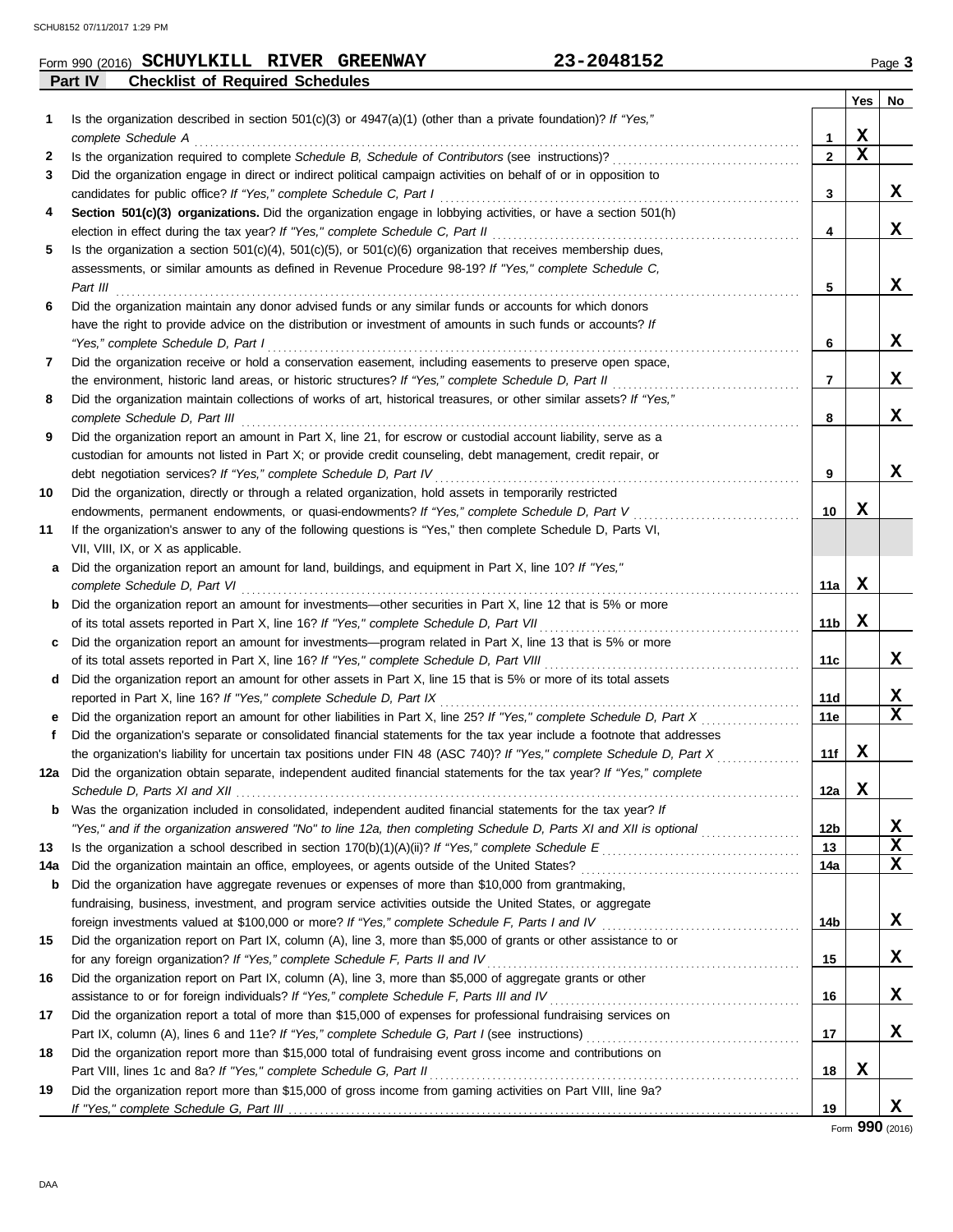Form 990 (2016) **SCHUYLKILL RIVER GREENWAY** **23-2048152** Page **3**

## Part IV Checklist of Required Schedules

| | | | Yes | No |
|---|---|---|---|---|
| **1** | Is the organization described in section 501(c)(3) or 4947(a)(1) (other than a private foundation)? *If "Yes," complete Schedule A* | **1** | X | |
| **2** | Is the organization required to complete *Schedule B, Schedule of Contributors* (see instructions)? | **2** | X | |
| **3** | Did the organization engage in direct or indirect political campaign activities on behalf of or in opposition to candidates for public office? *If "Yes," complete Schedule C, Part I* | **3** | | X |
| **4** | **Section 501(c)(3) organizations.** Did the organization engage in lobbying activities, or have a section 501(h) election in effect during the tax year? *If "Yes," complete Schedule C, Part II* | **4** | | X |
| **5** | Is the organization a section 501(c)(4), 501(c)(5), or 501(c)(6) organization that receives membership dues, assessments, or similar amounts as defined in Revenue Procedure 98-19? *If "Yes," complete Schedule C, Part III* | **5** | | X |
| **6** | Did the organization maintain any donor advised funds or any similar funds or accounts for which donors have the right to provide advice on the distribution or investment of amounts in such funds or accounts? *If "Yes," complete Schedule D, Part I* | **6** | | X |
| **7** | Did the organization receive or hold a conservation easement, including easements to preserve open space, the environment, historic land areas, or historic structures? *If "Yes," complete Schedule D, Part II* | **7** | | X |
| **8** | Did the organization maintain collections of works of art, historical treasures, or other similar assets? *If "Yes," complete Schedule D, Part III* | **8** | | X |
| **9** | Did the organization report an amount in Part X, line 21, for escrow or custodial account liability, serve as a custodian for amounts not listed in Part X; or provide credit counseling, debt management, credit repair, or debt negotiation services? *If "Yes," complete Schedule D, Part IV* | **9** | | X |
| **10** | Did the organization, directly or through a related organization, hold assets in temporarily restricted endowments, permanent endowments, or quasi-endowments? *If "Yes," complete Schedule D, Part V* | **10** | X | |
| **11** | If the organization's answer to any of the following questions is "Yes," then complete Schedule D, Parts VI, VII, VIII, IX, or X as applicable. | | | |
| **a** | Did the organization report an amount for land, buildings, and equipment in Part X, line 10? *If "Yes," complete Schedule D, Part VI* | **11a** | X | |
| **b** | Did the organization report an amount for investments—other securities in Part X, line 12 that is 5% or more of its total assets reported in Part X, line 16? *If "Yes," complete Schedule D, Part VII* | **11b** | X | |
| **c** | Did the organization report an amount for investments—program related in Part X, line 13 that is 5% or more of its total assets reported in Part X, line 16? *If "Yes," complete Schedule D, Part VIII* | **11c** | | X |
| **d** | Did the organization report an amount for other assets in Part X, line 15 that is 5% or more of its total assets reported in Part X, line 16? *If "Yes," complete Schedule D, Part IX* | **11d** | | X |
| **e** | Did the organization report an amount for other liabilities in Part X, line 25? *If "Yes," complete Schedule D, Part X* | **11e** | | X |
| **f** | Did the organization's separate or consolidated financial statements for the tax year include a footnote that addresses the organization's liability for uncertain tax positions under FIN 48 (ASC 740)? *If "Yes," complete Schedule D, Part X* | **11f** | X | |
| **12a** | Did the organization obtain separate, independent audited financial statements for the tax year? *If "Yes," complete Schedule D, Parts XI and XII* | **12a** | X | |
| **b** | Was the organization included in consolidated, independent audited financial statements for the tax year? *If "Yes," and if the organization answered "No" to line 12a, then completing Schedule D, Parts XI and XII is optional* | **12b** | | X |
| **13** | Is the organization a school described in section 170(b)(1)(A)(ii)? *If "Yes," complete Schedule E* | **13** | | X |
| **14a** | Did the organization maintain an office, employees, or agents outside of the United States? | **14a** | | X |
| **b** | Did the organization have aggregate revenues or expenses of more than $10,000 from grantmaking, fundraising, business, investment, and program service activities outside the United States, or aggregate foreign investments valued at $100,000 or more? *If "Yes," complete Schedule F, Parts I and IV* | **14b** | | X |
| **15** | Did the organization report on Part IX, column (A), line 3, more than $5,000 of grants or other assistance to or for any foreign organization? *If "Yes," complete Schedule F, Parts II and IV* | **15** | | X |
| **16** | Did the organization report on Part IX, column (A), line 3, more than $5,000 of aggregate grants or other assistance to or for foreign individuals? *If "Yes," complete Schedule F, Parts III and IV* | **16** | | X |
| **17** | Did the organization report a total of more than $15,000 of expenses for professional fundraising services on Part IX, column (A), lines 6 and 11e? *If "Yes," complete Schedule G, Part I* (see instructions) | **17** | | X |
| **18** | Did the organization report more than $15,000 total of fundraising event gross income and contributions on Part VIII, lines 1c and 8a? *If "Yes," complete Schedule G, Part II* | **18** | X | |
| **19** | Did the organization report more than $15,000 of gross income from gaming activities on Part VIII, line 9a? *If "Yes," complete Schedule G, Part III* | **19** | | X |

Form **990** (2016)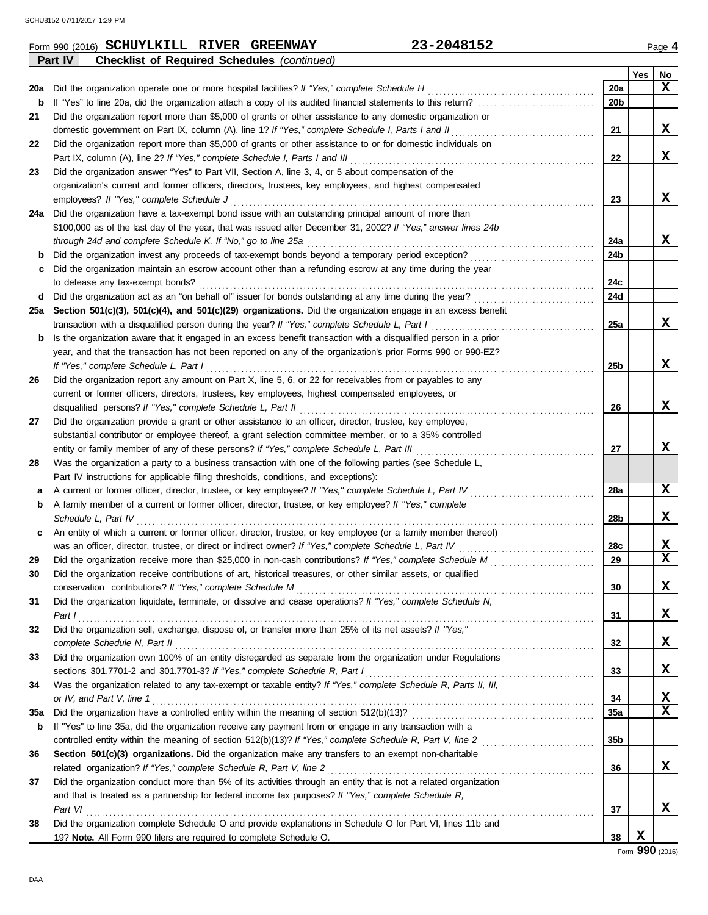Form 990 (2016) **SCHUYLKILL RIVER GREENWAY** **23-2048152** Page **4**

**Part IV** **Checklist of Required Schedules** *(continued)*

| | | | Yes | No |
|---|---|---|---|---|
| **20a** | Did the organization operate one or more hospital facilities? *If "Yes," complete Schedule H* | 20a | | X |
| **b** | If "Yes" to line 20a, did the organization attach a copy of its audited financial statements to this return? | 20b | | |
| **21** | Did the organization report more than $5,000 of grants or other assistance to any domestic organization or domestic government on Part IX, column (A), line 1? *If "Yes," complete Schedule I, Parts I and II* | 21 | | X |
| **22** | Did the organization report more than $5,000 of grants or other assistance to or for domestic individuals on Part IX, column (A), line 2? *If "Yes," complete Schedule I, Parts I and III* | 22 | | X |
| **23** | Did the organization answer "Yes" to Part VII, Section A, line 3, 4, or 5 about compensation of the organization's current and former officers, directors, trustees, key employees, and highest compensated employees? *If "Yes," complete Schedule J* | 23 | | X |
| **24a** | Did the organization have a tax-exempt bond issue with an outstanding principal amount of more than $100,000 as of the last day of the year, that was issued after December 31, 2002? *If "Yes," answer lines 24b through 24d and complete Schedule K. If "No," go to line 25a* | 24a | | X |
| **b** | Did the organization invest any proceeds of tax-exempt bonds beyond a temporary period exception? | 24b | | |
| **c** | Did the organization maintain an escrow account other than a refunding escrow at any time during the year to defease any tax-exempt bonds? | 24c | | |
| **d** | Did the organization act as an "on behalf of" issuer for bonds outstanding at any time during the year? | 24d | | |
| **25a** | **Section 501(c)(3), 501(c)(4), and 501(c)(29) organizations.** Did the organization engage in an excess benefit transaction with a disqualified person during the year? *If "Yes," complete Schedule L, Part I* | 25a | | X |
| **b** | Is the organization aware that it engaged in an excess benefit transaction with a disqualified person in a prior year, and that the transaction has not been reported on any of the organization's prior Forms 990 or 990-EZ? *If "Yes," complete Schedule L, Part I* | 25b | | X |
| **26** | Did the organization report any amount on Part X, line 5, 6, or 22 for receivables from or payables to any current or former officers, directors, trustees, key employees, highest compensated employees, or disqualified persons? *If "Yes," complete Schedule L, Part II* | 26 | | X |
| **27** | Did the organization provide a grant or other assistance to an officer, director, trustee, key employee, substantial contributor or employee thereof, a grant selection committee member, or to a 35% controlled entity or family member of any of these persons? *If "Yes," complete Schedule L, Part III* | 27 | | X |
| **28** | Was the organization a party to a business transaction with one of the following parties (see Schedule L, Part IV instructions for applicable filing thresholds, conditions, and exceptions): | | | |
| **a** | A current or former officer, director, trustee, or key employee? *If "Yes," complete Schedule L, Part IV* | 28a | | X |
| **b** | A family member of a current or former officer, director, trustee, or key employee? *If "Yes," complete Schedule L, Part IV* | 28b | | X |
| **c** | An entity of which a current or former officer, director, trustee, or key employee (or a family member thereof) was an officer, director, trustee, or direct or indirect owner? *If "Yes," complete Schedule L, Part IV* | 28c | | X |
| **29** | Did the organization receive more than $25,000 in non-cash contributions? *If "Yes," complete Schedule M* | 29 | | X |
| **30** | Did the organization receive contributions of art, historical treasures, or other similar assets, or qualified conservation contributions? *If "Yes," complete Schedule M* | 30 | | X |
| **31** | Did the organization liquidate, terminate, or dissolve and cease operations? *If "Yes," complete Schedule N, Part I* | 31 | | X |
| **32** | Did the organization sell, exchange, dispose of, or transfer more than 25% of its net assets? *If "Yes," complete Schedule N, Part II* | 32 | | X |
| **33** | Did the organization own 100% of an entity disregarded as separate from the organization under Regulations sections 301.7701-2 and 301.7701-3? *If "Yes," complete Schedule R, Part I* | 33 | | X |
| **34** | Was the organization related to any tax-exempt or taxable entity? *If "Yes," complete Schedule R, Parts II, III, or IV, and Part V, line 1* | 34 | | X |
| **35a** | Did the organization have a controlled entity within the meaning of section 512(b)(13)? | 35a | | X |
| **b** | If "Yes" to line 35a, did the organization receive any payment from or engage in any transaction with a controlled entity within the meaning of section 512(b)(13)? *If "Yes," complete Schedule R, Part V, line 2* | 35b | | |
| **36** | **Section 501(c)(3) organizations.** Did the organization make any transfers to an exempt non-charitable related organization? *If "Yes," complete Schedule R, Part V, line 2* | 36 | | X |
| **37** | Did the organization conduct more than 5% of its activities through an entity that is not a related organization and that is treated as a partnership for federal income tax purposes? *If "Yes," complete Schedule R, Part VI* | 37 | | X |
| **38** | Did the organization complete Schedule O and provide explanations in Schedule O for Part VI, lines 11b and 19? **Note.** All Form 990 filers are required to complete Schedule O. | 38 | X | |

Form **990** (2016)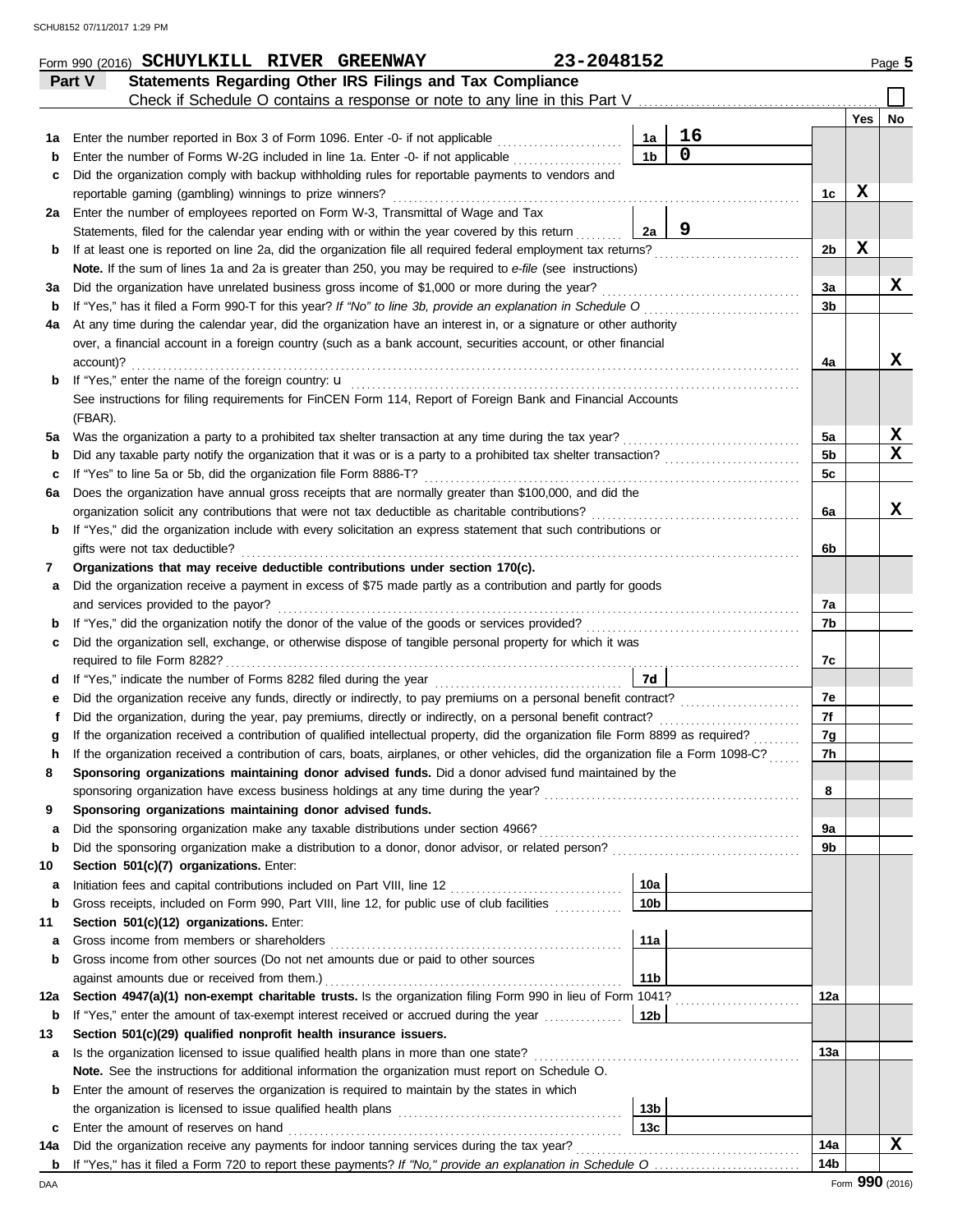Form 990 (2016) **SCHUYLKILL RIVER GREENWAY** **23-2048152** Page **5**

## Part V — Statements Regarding Other IRS Filings and Tax Compliance

Check if Schedule O contains a response or note to any line in this Part V ☐

| | | | | | Yes | No |
|---|---|---|---|---|---|---|
| **1a** | Enter the number reported in Box 3 of Form 1096. Enter -0- if not applicable | 1a | 16 | | | |
| **b** | Enter the number of Forms W-2G included in line 1a. Enter -0- if not applicable | 1b | 0 | | | |
| **c** | Did the organization comply with backup withholding rules for reportable payments to vendors and reportable gaming (gambling) winnings to prize winners? | | | 1c | X | |
| **2a** | Enter the number of employees reported on Form W-3, Transmittal of Wage and Tax Statements, filed for the calendar year ending with or within the year covered by this return | 2a | 9 | | | |
| **b** | If at least one is reported on line 2a, did the organization file all required federal employment tax returns? | | | 2b | X | |
| | **Note.** If the sum of lines 1a and 2a is greater than 250, you may be required to *e-file* (see instructions) | | | | | |
| **3a** | Did the organization have unrelated business gross income of $1,000 or more during the year? | | | 3a | | X |
| **b** | If "Yes," has it filed a Form 990-T for this year? *If "No" to line 3b, provide an explanation in Schedule O* | | | 3b | | |
| **4a** | At any time during the calendar year, did the organization have an interest in, or a signature or other authority over, a financial account in a foreign country (such as a bank account, securities account, or other financial account)? | | | 4a | | X |
| **b** | If "Yes," enter the name of the foreign country: u | | | | | |
| | See instructions for filing requirements for FinCEN Form 114, Report of Foreign Bank and Financial Accounts (FBAR). | | | | | |
| **5a** | Was the organization a party to a prohibited tax shelter transaction at any time during the tax year? | | | 5a | | X |
| **b** | Did any taxable party notify the organization that it was or is a party to a prohibited tax shelter transaction? | | | 5b | | X |
| **c** | If "Yes" to line 5a or 5b, did the organization file Form 8886-T? | | | 5c | | |
| **6a** | Does the organization have annual gross receipts that are normally greater than $100,000, and did the organization solicit any contributions that were not tax deductible as charitable contributions? | | | 6a | | X |
| **b** | If "Yes," did the organization include with every solicitation an express statement that such contributions or gifts were not tax deductible? | | | 6b | | |
| **7** | **Organizations that may receive deductible contributions under section 170(c).** | | | | | |
| **a** | Did the organization receive a payment in excess of $75 made partly as a contribution and partly for goods and services provided to the payor? | | | 7a | | |
| **b** | If "Yes," did the organization notify the donor of the value of the goods or services provided? | | | 7b | | |
| **c** | Did the organization sell, exchange, or otherwise dispose of tangible personal property for which it was required to file Form 8282? | | | 7c | | |
| **d** | If "Yes," indicate the number of Forms 8282 filed during the year | 7d | | | | |
| **e** | Did the organization receive any funds, directly or indirectly, to pay premiums on a personal benefit contract? | | | 7e | | |
| **f** | Did the organization, during the year, pay premiums, directly or indirectly, on a personal benefit contract? | | | 7f | | |
| **g** | If the organization received a contribution of qualified intellectual property, did the organization file Form 8899 as required? | | | 7g | | |
| **h** | If the organization received a contribution of cars, boats, airplanes, or other vehicles, did the organization file a Form 1098-C? | | | 7h | | |
| **8** | **Sponsoring organizations maintaining donor advised funds.** Did a donor advised fund maintained by the sponsoring organization have excess business holdings at any time during the year? | | | 8 | | |
| **9** | **Sponsoring organizations maintaining donor advised funds.** | | | | | |
| **a** | Did the sponsoring organization make any taxable distributions under section 4966? | | | 9a | | |
| **b** | Did the sponsoring organization make a distribution to a donor, donor advisor, or related person? | | | 9b | | |
| **10** | **Section 501(c)(7) organizations.** Enter: | | | | | |
| **a** | Initiation fees and capital contributions included on Part VIII, line 12 | 10a | | | | |
| **b** | Gross receipts, included on Form 990, Part VIII, line 12, for public use of club facilities | 10b | | | | |
| **11** | **Section 501(c)(12) organizations.** Enter: | | | | | |
| **a** | Gross income from members or shareholders | 11a | | | | |
| **b** | Gross income from other sources (Do not net amounts due or paid to other sources against amounts due or received from them.) | 11b | | | | |
| **12a** | **Section 4947(a)(1) non-exempt charitable trusts.** Is the organization filing Form 990 in lieu of Form 1041? | | | 12a | | |
| **b** | If "Yes," enter the amount of tax-exempt interest received or accrued during the year | 12b | | | | |
| **13** | **Section 501(c)(29) qualified nonprofit health insurance issuers.** | | | | | |
| **a** | Is the organization licensed to issue qualified health plans in more than one state? | | | 13a | | |
| | **Note.** See the instructions for additional information the organization must report on Schedule O. | | | | | |
| **b** | Enter the amount of reserves the organization is required to maintain by the states in which the organization is licensed to issue qualified health plans | 13b | | | | |
| **c** | Enter the amount of reserves on hand | 13c | | | | |
| **14a** | Did the organization receive any payments for indoor tanning services during the tax year? | | | 14a | | X |
| **b** | If "Yes," has it filed a Form 720 to report these payments? *If "No," provide an explanation in Schedule O* | | | 14b | | |

DAA Form **990** (2016)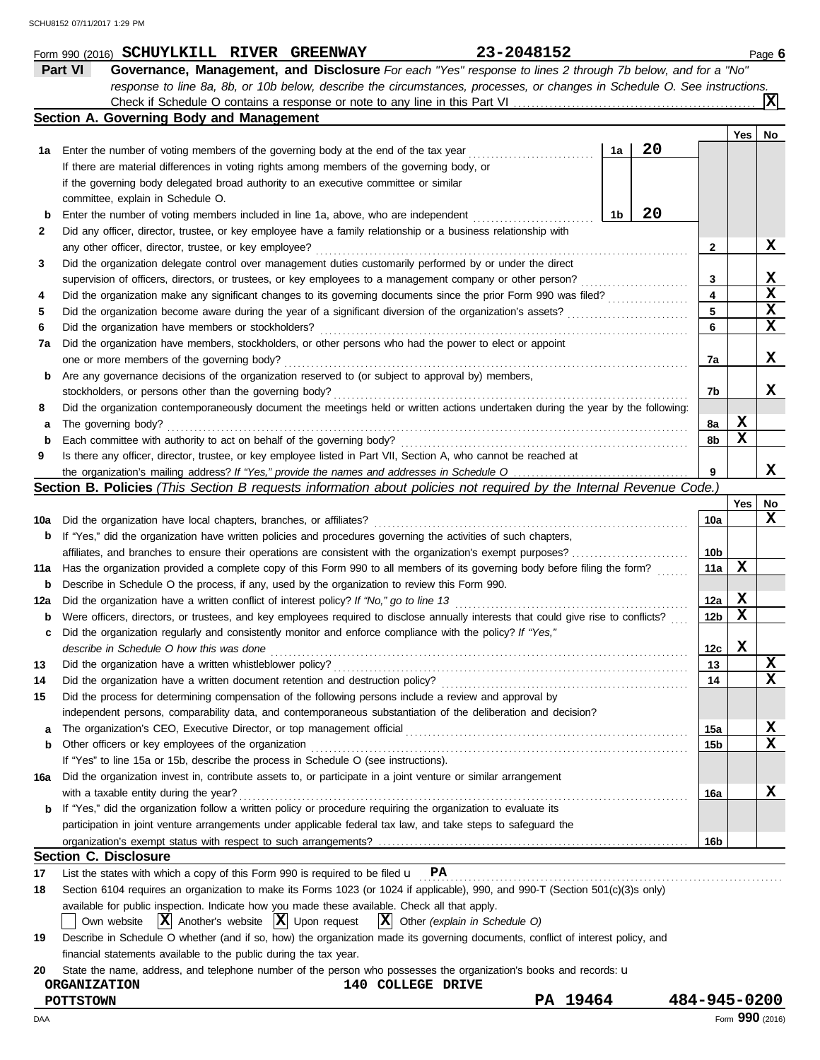Form 990 (2016) **SCHUYLKILL RIVER GREENWAY** **23-2048152** Page **6**

## Part VI Governance, Management, and Disclosure

*For each "Yes" response to lines 2 through 7b below, and for a "No" response to line 8a, 8b, or 10b below, describe the circumstances, processes, or changes in Schedule O. See instructions.*

Check if Schedule O contains a response or note to any line in this Part VI . . . . . . [X]

### Section A. Governing Body and Management

| | | | | Yes | No |
|---|---|---|---|---|---|
| **1a** | Enter the number of voting members of the governing body at the end of the tax year. If there are material differences in voting rights among members of the governing body, or if the governing body delegated broad authority to an executive committee or similar committee, explain in Schedule O. | 1a: 20 | | | |
| **b** | Enter the number of voting members included in line 1a, above, who are independent | 1b: 20 | | | |
| **2** | Did any officer, director, trustee, or key employee have a family relationship or a business relationship with any other officer, director, trustee, or key employee? | | 2 | | X |
| **3** | Did the organization delegate control over management duties customarily performed by or under the direct supervision of officers, directors, or trustees, or key employees to a management company or other person? | | 3 | | X |
| **4** | Did the organization make any significant changes to its governing documents since the prior Form 990 was filed? | | 4 | | X |
| **5** | Did the organization become aware during the year of a significant diversion of the organization's assets? | | 5 | | X |
| **6** | Did the organization have members or stockholders? | | 6 | | X |
| **7a** | Did the organization have members, stockholders, or other persons who had the power to elect or appoint one or more members of the governing body? | | 7a | | X |
| **b** | Are any governance decisions of the organization reserved to (or subject to approval by) members, stockholders, or persons other than the governing body? | | 7b | | X |
| **8** | Did the organization contemporaneously document the meetings held or written actions undertaken during the year by the following: | | | | |
| **a** | The governing body? | | 8a | X | |
| **b** | Each committee with authority to act on behalf of the governing body? | | 8b | X | |
| **9** | Is there any officer, director, trustee, or key employee listed in Part VII, Section A, who cannot be reached at the organization's mailing address? *If "Yes," provide the names and addresses in Schedule O* | | 9 | | X |

### Section B. Policies *(This Section B requests information about policies not required by the Internal Revenue Code.)*

| | | | Yes | No |
|---|---|---|---|---|
| **10a** | Did the organization have local chapters, branches, or affiliates? | 10a | | X |
| **b** | If "Yes," did the organization have written policies and procedures governing the activities of such chapters, affiliates, and branches to ensure their operations are consistent with the organization's exempt purposes? | 10b | | |
| **11a** | Has the organization provided a complete copy of this Form 990 to all members of its governing body before filing the form? | 11a | X | |
| **b** | Describe in Schedule O the process, if any, used by the organization to review this Form 990. | | | |
| **12a** | Did the organization have a written conflict of interest policy? *If "No," go to line 13* | 12a | X | |
| **b** | Were officers, directors, or trustees, and key employees required to disclose annually interests that could give rise to conflicts? | 12b | X | |
| **c** | Did the organization regularly and consistently monitor and enforce compliance with the policy? *If "Yes," describe in Schedule O how this was done* | 12c | X | |
| **13** | Did the organization have a written whistleblower policy? | 13 | | X |
| **14** | Did the organization have a written document retention and destruction policy? | 14 | | X |
| **15** | Did the process for determining compensation of the following persons include a review and approval by independent persons, comparability data, and contemporaneous substantiation of the deliberation and decision? | | | |
| **a** | The organization's CEO, Executive Director, or top management official | 15a | | X |
| **b** | Other officers or key employees of the organization | 15b | | X |
| | If "Yes" to line 15a or 15b, describe the process in Schedule O (see instructions). | | | |
| **16a** | Did the organization invest in, contribute assets to, or participate in a joint venture or similar arrangement with a taxable entity during the year? | 16a | | X |
| **b** | If "Yes," did the organization follow a written policy or procedure requiring the organization to evaluate its participation in joint venture arrangements under applicable federal tax law, and take steps to safeguard the organization's exempt status with respect to such arrangements? | 16b | | |

### Section C. Disclosure

**17** List the states with which a copy of this Form 990 is required to be filed u **PA**

**18** Section 6104 requires an organization to make its Forms 1023 (or 1024 if applicable), 990, and 990-T (Section 501(c)(3)s only) available for public inspection. Indicate how you made these available. Check all that apply.

[ ] Own website [X] Another's website [X] Upon request [X] Other *(explain in Schedule O)*

**19** Describe in Schedule O whether (and if so, how) the organization made its governing documents, conflict of interest policy, and financial statements available to the public during the tax year.

**20** State the name, address, and telephone number of the person who possesses the organization's books and records: u

**ORGANIZATION** **140 COLLEGE DRIVE**
**POTTSTOWN** **PA 19464** **484-945-0200**

Form **990** (2016)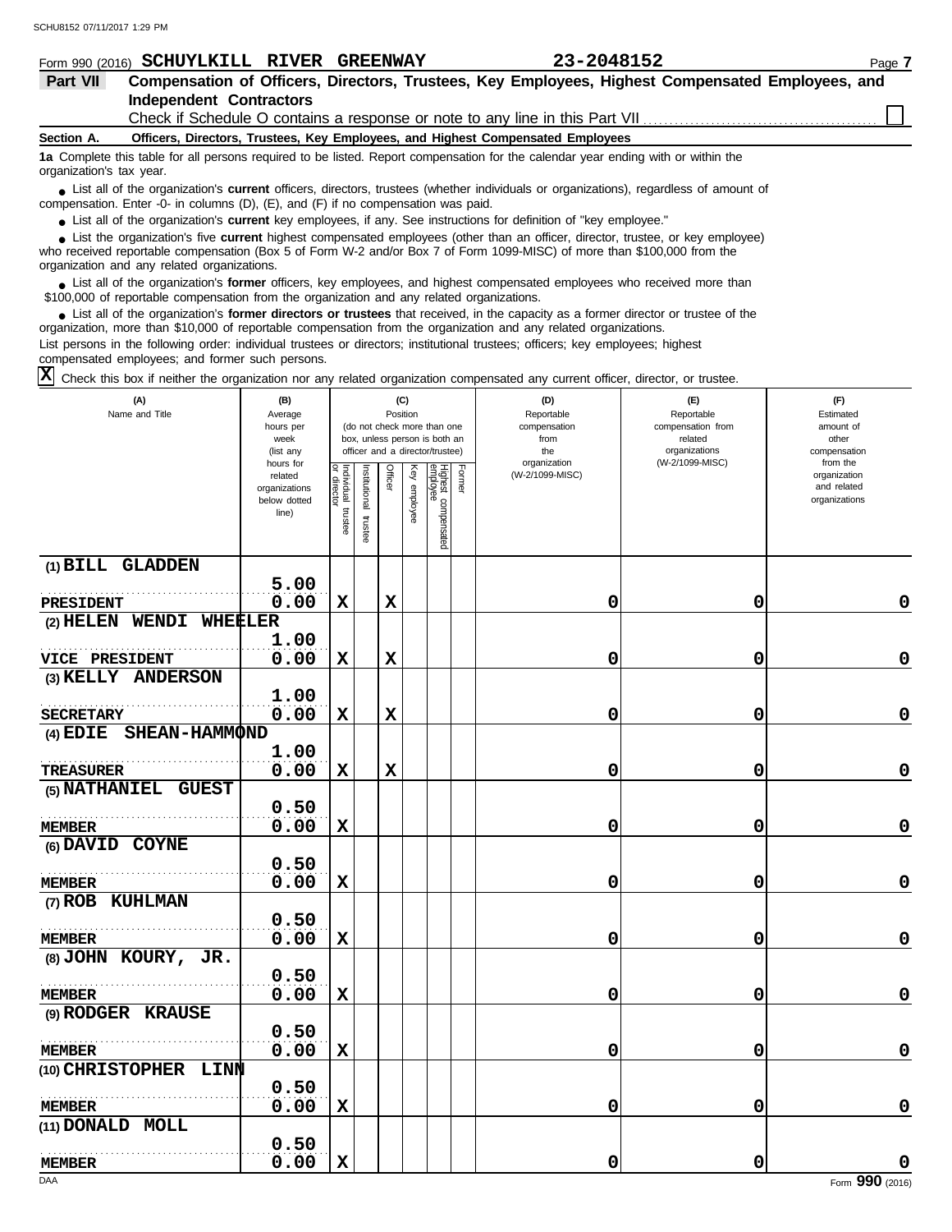Form 990 (2016) **SCHUYLKILL RIVER GREENWAY** **23-2048152** Page **7**

## Part VII Compensation of Officers, Directors, Trustees, Key Employees, Highest Compensated Employees, and Independent Contractors

Check if Schedule O contains a response or note to any line in this Part VII ☐

**Section A. Officers, Directors, Trustees, Key Employees, and Highest Compensated Employees**

**1a** Complete this table for all persons required to be listed. Report compensation for the calendar year ending with or within the organization's tax year.

- List all of the organization's **current** officers, directors, trustees (whether individuals or organizations), regardless of amount of compensation. Enter -0- in columns (D), (E), and (F) if no compensation was paid.
- List all of the organization's **current** key employees, if any. See instructions for definition of "key employee."
- List the organization's five **current** highest compensated employees (other than an officer, director, trustee, or key employee) who received reportable compensation (Box 5 of Form W-2 and/or Box 7 of Form 1099-MISC) of more than $100,000 from the organization and any related organizations.
- List all of the organization's **former** officers, key employees, and highest compensated employees who received more than $100,000 of reportable compensation from the organization and any related organizations.
- List all of the organization's **former directors or trustees** that received, in the capacity as a former director or trustee of the organization, more than $10,000 of reportable compensation from the organization and any related organizations.

List persons in the following order: individual trustees or directors; institutional trustees; officers; key employees; highest compensated employees; and former such persons.

☒ Check this box if neither the organization nor any related organization compensated any current officer, director, or trustee.

| (A) Name and Title | (B) Average hours per week (list any hours for related organizations below dotted line) | (C) Position: Individual trustee or director | Institutional trustee | Officer | Key employee | Highest compensated employee | Former | (D) Reportable compensation from the organization (W-2/1099-MISC) | (E) Reportable compensation from related organizations (W-2/1099-MISC) | (F) Estimated amount of other compensation from the organization and related organizations |
|---|---|---|---|---|---|---|---|---|---|---|
| (1) BILL GLADDEN<br>PRESIDENT | 5.00<br>0.00 | X | | X | | | | 0 | 0 | 0 |
| (2) HELEN WENDI WHEELER<br>VICE PRESIDENT | 1.00<br>0.00 | X | | X | | | | 0 | 0 | 0 |
| (3) KELLY ANDERSON<br>SECRETARY | 1.00<br>0.00 | X | | X | | | | 0 | 0 | 0 |
| (4) EDIE SHEAN-HAMMOND<br>TREASURER | 1.00<br>0.00 | X | | X | | | | 0 | 0 | 0 |
| (5) NATHANIEL GUEST<br>MEMBER | 0.50<br>0.00 | X | | | | | | 0 | 0 | 0 |
| (6) DAVID COYNE<br>MEMBER | 0.50<br>0.00 | X | | | | | | 0 | 0 | 0 |
| (7) ROB KUHLMAN<br>MEMBER | 0.50<br>0.00 | X | | | | | | 0 | 0 | 0 |
| (8) JOHN KOURY, JR.<br>MEMBER | 0.50<br>0.00 | X | | | | | | 0 | 0 | 0 |
| (9) RODGER KRAUSE<br>MEMBER | 0.50<br>0.00 | X | | | | | | 0 | 0 | 0 |
| (10) CHRISTOPHER LINN<br>MEMBER | 0.50<br>0.00 | X | | | | | | 0 | 0 | 0 |
| (11) DONALD MOLL<br>MEMBER | 0.50<br>0.00 | X | | | | | | 0 | 0 | 0 |

Form **990** (2016)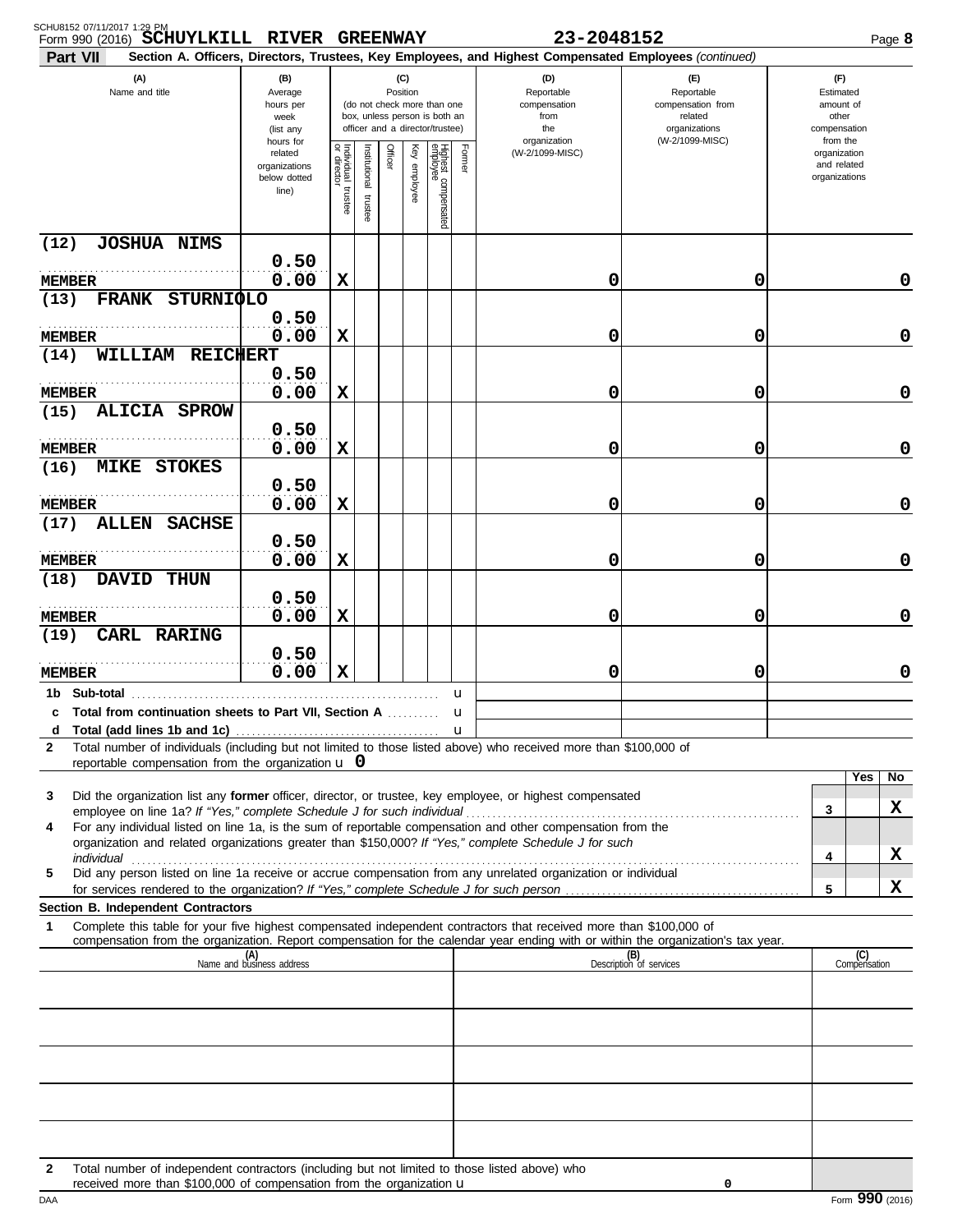Form 990 (2016) **SCHUYLKILL RIVER GREENWAY** 23-2048152

**Part VII Section A. Officers, Directors, Trustees, Key Employees, and Highest Compensated Employees** *(continued)*

| (A) Name and title | (B) Average hours per week (list any hours for related organizations below dotted line) | (C) Position: Individual trustee or director | Institutional trustee | Officer | Key employee | Highest compensated employee | Former | (D) Reportable compensation from the organization (W-2/1099-MISC) | (E) Reportable compensation from related organizations (W-2/1099-MISC) | (F) Estimated amount of other compensation from the organization and related organizations |
|---|---|---|---|---|---|---|---|---|---|---|
| (12) JOSHUA NIMS<br>MEMBER | 0.50<br>0.00 | X | | | | | | 0 | 0 | 0 |
| (13) FRANK STURNIOLO<br>MEMBER | 0.50<br>0.00 | X | | | | | | 0 | 0 | 0 |
| (14) WILLIAM REICHERT<br>MEMBER | 0.50<br>0.00 | X | | | | | | 0 | 0 | 0 |
| (15) ALICIA SPROW<br>MEMBER | 0.50<br>0.00 | X | | | | | | 0 | 0 | 0 |
| (16) MIKE STOKES<br>MEMBER | 0.50<br>0.00 | X | | | | | | 0 | 0 | 0 |
| (17) ALLEN SACHSE<br>MEMBER | 0.50<br>0.00 | X | | | | | | 0 | 0 | 0 |
| (18) DAVID THUN<br>MEMBER | 0.50<br>0.00 | X | | | | | | 0 | 0 | 0 |
| (19) CARL RARING<br>MEMBER | 0.50<br>0.00 | X | | | | | | 0 | 0 | 0 |

**1b Sub-total** u

**c Total from continuation sheets to Part VII, Section A** u

**d Total (add lines 1b and 1c)** u

**2** Total number of individuals (including but not limited to those listed above) who received more than $100,000 of reportable compensation from the organization u **0**

| | | Yes | No |
|---|---|---|---|
| **3** Did the organization list any **former** officer, director, or trustee, key employee, or highest compensated employee on line 1a? *If "Yes," complete Schedule J for such individual* | 3 | | X |
| **4** For any individual listed on line 1a, is the sum of reportable compensation and other compensation from the organization and related organizations greater than $150,000? *If "Yes," complete Schedule J for such individual* | 4 | | X |
| **5** Did any person listed on line 1a receive or accrue compensation from any unrelated organization or individual for services rendered to the organization? *If "Yes," complete Schedule J for such person* | 5 | | X |

**Section B. Independent Contractors**

**1** Complete this table for your five highest compensated independent contractors that received more than $100,000 of compensation from the organization. Report compensation for the calendar year ending with or within the organization's tax year.

| (A) Name and business address | (B) Description of services | (C) Compensation |
|---|---|---|
| | | |
| | | |
| | | |
| | | |
| | | |

**2** Total number of independent contractors (including but not limited to those listed above) who received more than $100,000 of compensation from the organization u **0**

Form **990** (2016)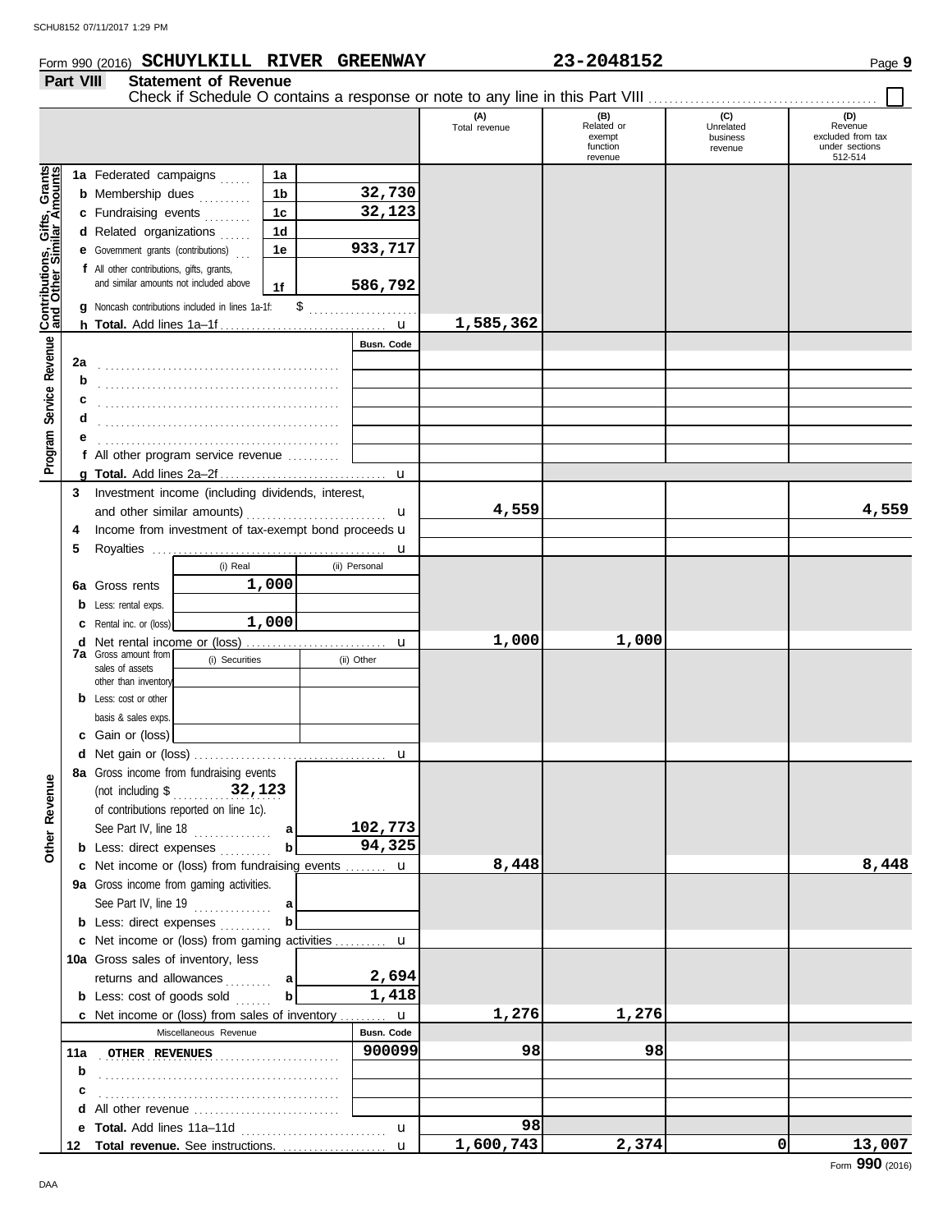Form 990 (2016) **SCHUYLKILL RIVER GREENWAY** **23-2048152** Page **9**

## Part VIII Statement of Revenue

Check if Schedule O contains a response or note to any line in this Part VIII ☐

| | | | | (A) Total revenue | (B) Related or exempt function revenue | (C) Unrelated business revenue | (D) Revenue excluded from tax under sections 512-514 |
|---|---|---|---|---|---|---|---|
| **Contributions, Gifts, Grants and Other Similar Amounts** | 1a Federated campaigns | 1a | | | | | |
| | b Membership dues | 1b | 32,730 | | | | |
| | c Fundraising events | 1c | 32,123 | | | | |
| | d Related organizations | 1d | | | | | |
| | e Government grants (contributions) | 1e | 933,717 | | | | |
| | f All other contributions, gifts, grants, and similar amounts not included above | 1f | 586,792 | | | | |
| | g Noncash contributions included in lines 1a-1f: $ | | | | | | |
| | h **Total.** Add lines 1a–1f | | u | 1,585,362 | | | |
| **Program Service Revenue** | | | Busn. Code | | | | |
| | 2a | | | | | | |
| | b | | | | | | |
| | c | | | | | | |
| | d | | | | | | |
| | e | | | | | | |
| | f All other program service revenue | | | | | | |
| | g **Total.** Add lines 2a–2f | | u | | | | |
| **Other Revenue** | 3 Investment income (including dividends, interest, and other similar amounts) | | u | 4,559 | | | 4,559 |
| | 4 Income from investment of tax-exempt bond proceeds | | u | | | | |
| | 5 Royalties | | u | | | | |
| | | (i) Real | (ii) Personal | | | | |
| | 6a Gross rents | 1,000 | | | | | |
| | b Less: rental exps. | | | | | | |
| | c Rental inc. or (loss) | 1,000 | | | | | |
| | d Net rental income or (loss) | | u | 1,000 | 1,000 | | |
| | 7a Gross amount from sales of assets other than inventory | (i) Securities | (ii) Other | | | | |
| | b Less: cost or other basis & sales exps. | | | | | | |
| | c Gain or (loss) | | | | | | |
| | d Net gain or (loss) | | u | | | | |
| | 8a Gross income from fundraising events (not including $ 32,123 of contributions reported on line 1c). See Part IV, line 18 | a | 102,773 | | | | |
| | b Less: direct expenses | b | 94,325 | | | | |
| | c Net income or (loss) from fundraising events | | u | 8,448 | | | 8,448 |
| | 9a Gross income from gaming activities. See Part IV, line 19 | a | | | | | |
| | b Less: direct expenses | b | | | | | |
| | c Net income or (loss) from gaming activities | | u | | | | |
| | 10a Gross sales of inventory, less returns and allowances | a | 2,694 | | | | |
| | b Less: cost of goods sold | b | 1,418 | | | | |
| | c Net income or (loss) from sales of inventory | | u | 1,276 | 1,276 | | |
| | Miscellaneous Revenue | | Busn. Code | | | | |
| | 11a OTHER REVENUES | | 900099 | 98 | 98 | | |
| | b | | | | | | |
| | c | | | | | | |
| | d All other revenue | | | | | | |
| | e **Total.** Add lines 11a–11d | | u | 98 | | | |
| | 12 **Total revenue.** See instructions. | | u | 1,600,743 | 2,374 | 0 | 13,007 |

Form **990** (2016)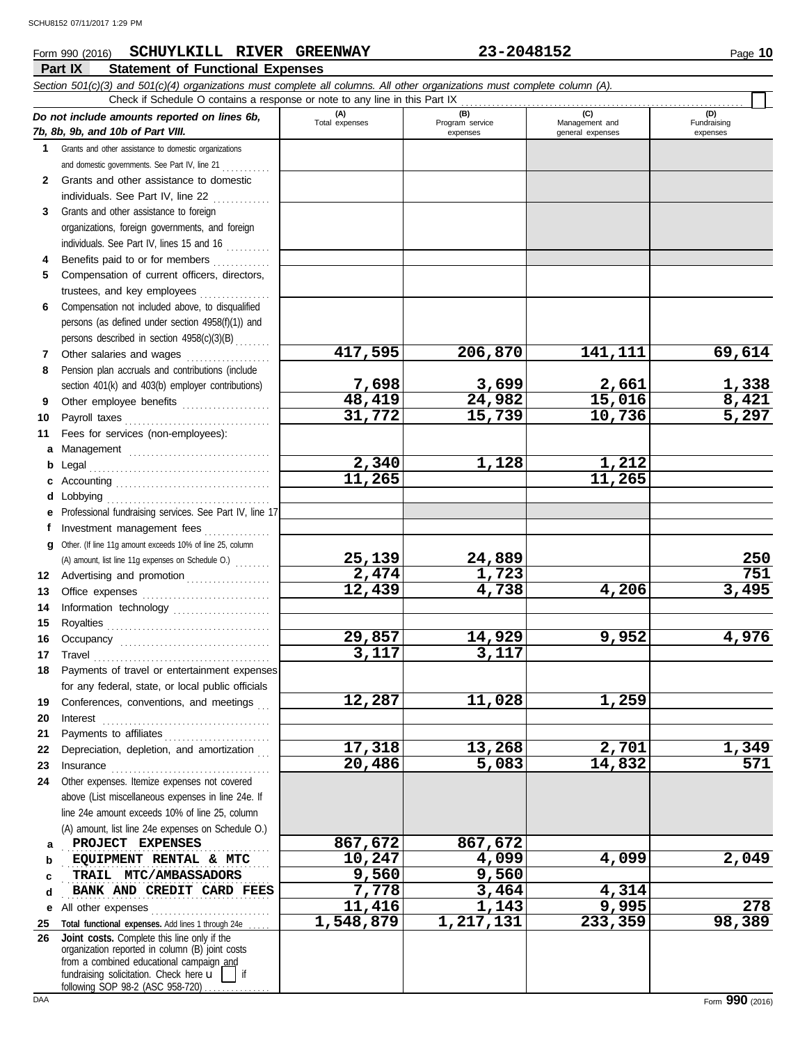Form 990 (2016) **SCHUYLKILL RIVER GREENWAY** **23-2048152**

## Part IX Statement of Functional Expenses

*Section 501(c)(3) and 501(c)(4) organizations must complete all columns. All other organizations must complete column (A).*

Check if Schedule O contains a response or note to any line in this Part IX . . . . . . . . . . . . . . . . . . . . . . . . . . . . . . ☐

| *Do not include amounts reported on lines 6b, 7b, 8b, 9b, and 10b of Part VIII.* | (A) Total expenses | (B) Program service expenses | (C) Management and general expenses | (D) Fundraising expenses |
|---|---|---|---|---|
| **1** Grants and other assistance to domestic organizations and domestic governments. See Part IV, line 21 | | | | |
| **2** Grants and other assistance to domestic individuals. See Part IV, line 22 | | | | |
| **3** Grants and other assistance to foreign organizations, foreign governments, and foreign individuals. See Part IV, lines 15 and 16 | | | | |
| **4** Benefits paid to or for members | | | | |
| **5** Compensation of current officers, directors, trustees, and key employees | | | | |
| **6** Compensation not included above, to disqualified persons (as defined under section 4958(f)(1)) and persons described in section 4958(c)(3)(B) | | | | |
| **7** Other salaries and wages | 417,595 | 206,870 | 141,111 | 69,614 |
| **8** Pension plan accruals and contributions (include section 401(k) and 403(b) employer contributions) | 7,698 | 3,699 | 2,661 | 1,338 |
| **9** Other employee benefits | 48,419 | 24,982 | 15,016 | 8,421 |
| **10** Payroll taxes | 31,772 | 15,739 | 10,736 | 5,297 |
| **11** Fees for services (non-employees): | | | | |
| **a** Management | | | | |
| **b** Legal | 2,340 | 1,128 | 1,212 | |
| **c** Accounting | 11,265 | | 11,265 | |
| **d** Lobbying | | | | |
| **e** Professional fundraising services. See Part IV, line 17 | | | | |
| **f** Investment management fees | | | | |
| **g** Other. (If line 11g amount exceeds 10% of line 25, column (A) amount, list line 11g expenses on Schedule O.) | 25,139 | 24,889 | | 250 |
| **12** Advertising and promotion | 2,474 | 1,723 | | 751 |
| **13** Office expenses | 12,439 | 4,738 | 4,206 | 3,495 |
| **14** Information technology | | | | |
| **15** Royalties | | | | |
| **16** Occupancy | 29,857 | 14,929 | 9,952 | 4,976 |
| **17** Travel | 3,117 | 3,117 | | |
| **18** Payments of travel or entertainment expenses for any federal, state, or local public officials | | | | |
| **19** Conferences, conventions, and meetings | 12,287 | 11,028 | 1,259 | |
| **20** Interest | | | | |
| **21** Payments to affiliates | | | | |
| **22** Depreciation, depletion, and amortization | 17,318 | 13,268 | 2,701 | 1,349 |
| **23** Insurance | 20,486 | 5,083 | 14,832 | 571 |
| **24** Other expenses. Itemize expenses not covered above (List miscellaneous expenses in line 24e. If line 24e amount exceeds 10% of line 25, column (A) amount, list line 24e expenses on Schedule O.) | | | | |
| **a** PROJECT EXPENSES | 867,672 | 867,672 | | |
| **b** EQUIPMENT RENTAL & MTC | 10,247 | 4,099 | 4,099 | 2,049 |
| **c** TRAIL MTC/AMBASSADORS | 9,560 | 9,560 | | |
| **d** BANK AND CREDIT CARD FEES | 7,778 | 3,464 | 4,314 | |
| **e** All other expenses | 11,416 | 1,143 | 9,995 | 278 |
| **25 Total functional expenses.** Add lines 1 through 24e | 1,548,879 | 1,217,131 | 233,359 | 98,389 |
| **26 Joint costs.** Complete this line only if the organization reported in column (B) joint costs from a combined educational campaign and fundraising solicitation. Check here ☐ if following SOP 98-2 (ASC 958-720) | | | | |

Form **990** (2016)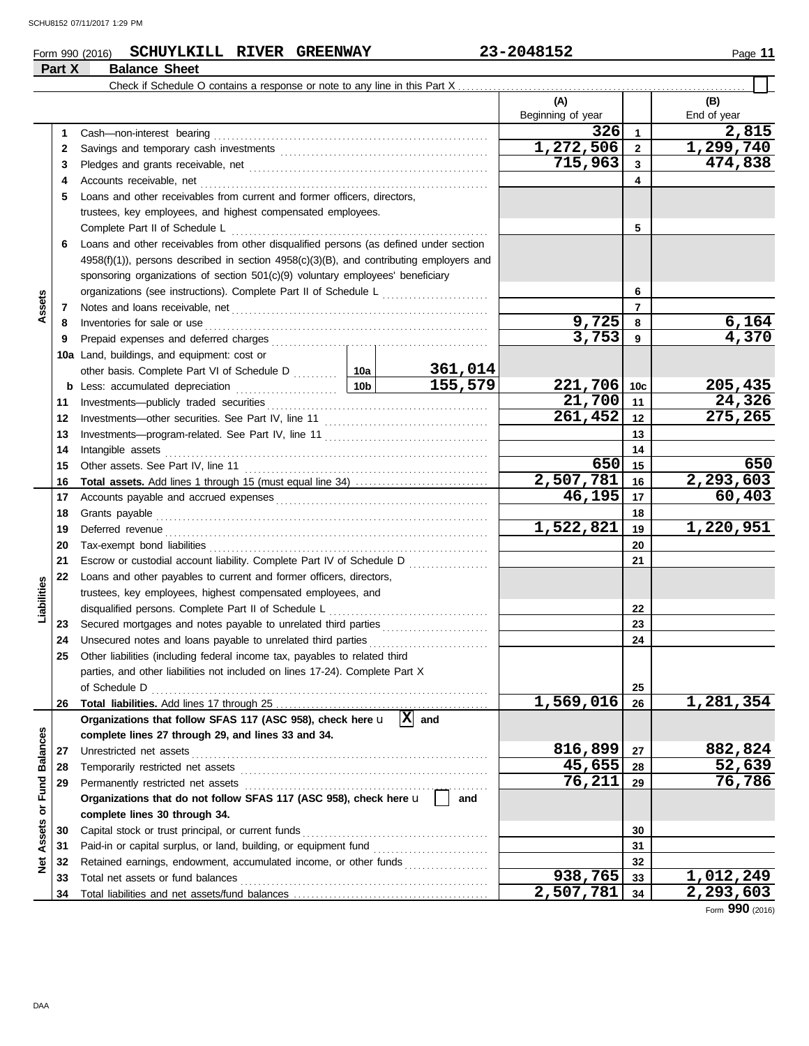Form 990 (2016) **SCHUYLKILL RIVER GREENWAY** **23-2048152** Page **11**

## Part X Balance Sheet

Check if Schedule O contains a response or note to any line in this Part X ☐

| | | | | (A) Beginning of year | | (B) End of year |
|---|---|---|---|---|---|---|
| **Assets** | 1 | Cash—non-interest bearing | | 326 | 1 | 2,815 |
| | 2 | Savings and temporary cash investments | | 1,272,506 | 2 | 1,299,740 |
| | 3 | Pledges and grants receivable, net | | 715,963 | 3 | 474,838 |
| | 4 | Accounts receivable, net | | | 4 | |
| | 5 | Loans and other receivables from current and former officers, directors, trustees, key employees, and highest compensated employees. Complete Part II of Schedule L | | | 5 | |
| | 6 | Loans and other receivables from other disqualified persons (as defined under section 4958(f)(1)), persons described in section 4958(c)(3)(B), and contributing employers and sponsoring organizations of section 501(c)(9) voluntary employees' beneficiary organizations (see instructions). Complete Part II of Schedule L | | | 6 | |
| | 7 | Notes and loans receivable, net | | | 7 | |
| | 8 | Inventories for sale or use | | 9,725 | 8 | 6,164 |
| | 9 | Prepaid expenses and deferred charges | | 3,753 | 9 | 4,370 |
| | 10a | Land, buildings, and equipment: cost or other basis. Complete Part VI of Schedule D | 10a 361,014 | | | |
| | b | Less: accumulated depreciation | 10b 155,579 | 221,706 | 10c | 205,435 |
| | 11 | Investments—publicly traded securities | | 21,700 | 11 | 24,326 |
| | 12 | Investments—other securities. See Part IV, line 11 | | 261,452 | 12 | 275,265 |
| | 13 | Investments—program-related. See Part IV, line 11 | | | 13 | |
| | 14 | Intangible assets | | | 14 | |
| | 15 | Other assets. See Part IV, line 11 | | 650 | 15 | 650 |
| | 16 | **Total assets.** Add lines 1 through 15 (must equal line 34) | | 2,507,781 | 16 | 2,293,603 |
| **Liabilities** | 17 | Accounts payable and accrued expenses | | 46,195 | 17 | 60,403 |
| | 18 | Grants payable | | | 18 | |
| | 19 | Deferred revenue | | 1,522,821 | 19 | 1,220,951 |
| | 20 | Tax-exempt bond liabilities | | | 20 | |
| | 21 | Escrow or custodial account liability. Complete Part IV of Schedule D | | | 21 | |
| | 22 | Loans and other payables to current and former officers, directors, trustees, key employees, highest compensated employees, and disqualified persons. Complete Part II of Schedule L | | | 22 | |
| | 23 | Secured mortgages and notes payable to unrelated third parties | | | 23 | |
| | 24 | Unsecured notes and loans payable to unrelated third parties | | | 24 | |
| | 25 | Other liabilities (including federal income tax, payables to related third parties, and other liabilities not included on lines 17-24). Complete Part X of Schedule D | | | 25 | |
| | 26 | **Total liabilities.** Add lines 17 through 25 | | 1,569,016 | 26 | 1,281,354 |
| **Net Assets or Fund Balances** | | **Organizations that follow SFAS 117 (ASC 958), check here** ☒ **and complete lines 27 through 29, and lines 33 and 34.** | | | | |
| | 27 | Unrestricted net assets | | 816,899 | 27 | 882,824 |
| | 28 | Temporarily restricted net assets | | 45,655 | 28 | 52,639 |
| | 29 | Permanently restricted net assets | | 76,211 | 29 | 76,786 |
| | | **Organizations that do not follow SFAS 117 (ASC 958), check here** ☐ **and complete lines 30 through 34.** | | | | |
| | 30 | Capital stock or trust principal, or current funds | | | 30 | |
| | 31 | Paid-in or capital surplus, or land, building, or equipment fund | | | 31 | |
| | 32 | Retained earnings, endowment, accumulated income, or other funds | | | 32 | |
| | 33 | Total net assets or fund balances | | 938,765 | 33 | 1,012,249 |
| | 34 | Total liabilities and net assets/fund balances | | 2,507,781 | 34 | 2,293,603 |

Form **990** (2016)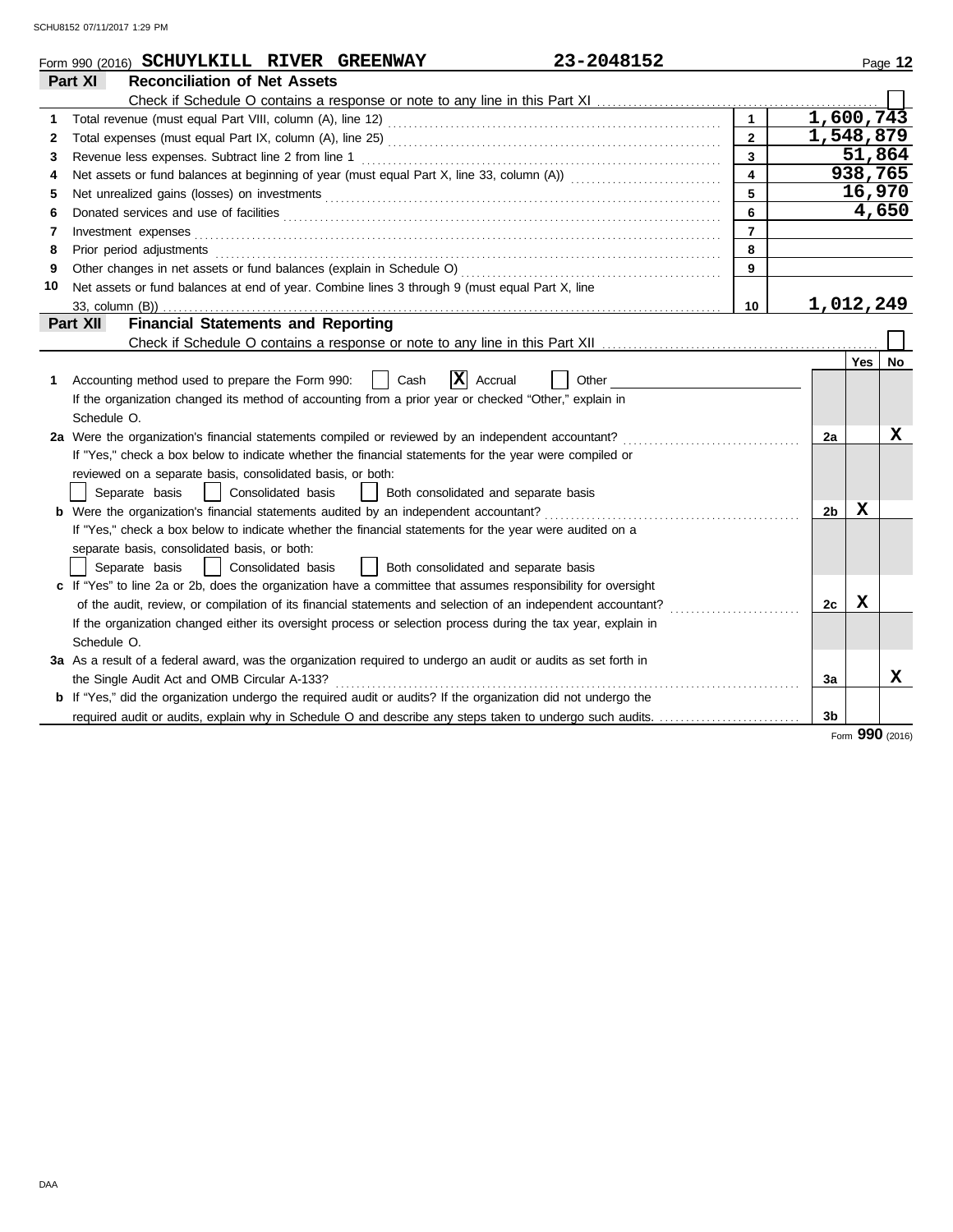Form 990 (2016) **SCHUYLKILL RIVER GREENWAY** **23-2048152**

## Part XI Reconciliation of Net Assets

Check if Schedule O contains a response or note to any line in this Part XI ☐

| | | | |
|---|---|---|---|
| 1 | Total revenue (must equal Part VIII, column (A), line 12) | 1 | 1,600,743 |
| 2 | Total expenses (must equal Part IX, column (A), line 25) | 2 | 1,548,879 |
| 3 | Revenue less expenses. Subtract line 2 from line 1 | 3 | 51,864 |
| 4 | Net assets or fund balances at beginning of year (must equal Part X, line 33, column (A)) | 4 | 938,765 |
| 5 | Net unrealized gains (losses) on investments | 5 | 16,970 |
| 6 | Donated services and use of facilities | 6 | 4,650 |
| 7 | Investment expenses | 7 | |
| 8 | Prior period adjustments | 8 | |
| 9 | Other changes in net assets or fund balances (explain in Schedule O) | 9 | |
| 10 | Net assets or fund balances at end of year. Combine lines 3 through 9 (must equal Part X, line 33, column (B)) | 10 | 1,012,249 |

## Part XII Financial Statements and Reporting

Check if Schedule O contains a response or note to any line in this Part XII ☐

| | | | Yes | No |
|---|---|---|---|---|
| 1 | Accounting method used to prepare the Form 990: ☐ Cash ☒ Accrual ☐ Other<br>If the organization changed its method of accounting from a prior year or checked "Other," explain in Schedule O. | | | |
| 2a | Were the organization's financial statements compiled or reviewed by an independent accountant?<br>If "Yes," check a box below to indicate whether the financial statements for the year were compiled or reviewed on a separate basis, consolidated basis, or both:<br>☐ Separate basis ☐ Consolidated basis ☐ Both consolidated and separate basis | 2a | | X |
| b | Were the organization's financial statements audited by an independent accountant?<br>If "Yes," check a box below to indicate whether the financial statements for the year were audited on a separate basis, consolidated basis, or both:<br>☐ Separate basis ☐ Consolidated basis ☐ Both consolidated and separate basis | 2b | X | |
| c | If "Yes" to line 2a or 2b, does the organization have a committee that assumes responsibility for oversight of the audit, review, or compilation of its financial statements and selection of an independent accountant?<br>If the organization changed either its oversight process or selection process during the tax year, explain in Schedule O. | 2c | X | |
| 3a | As a result of a federal award, was the organization required to undergo an audit or audits as set forth in the Single Audit Act and OMB Circular A-133? | 3a | | X |
| b | If "Yes," did the organization undergo the required audit or audits? If the organization did not undergo the required audit or audits, explain why in Schedule O and describe any steps taken to undergo such audits. | 3b | | |

Form **990** (2016)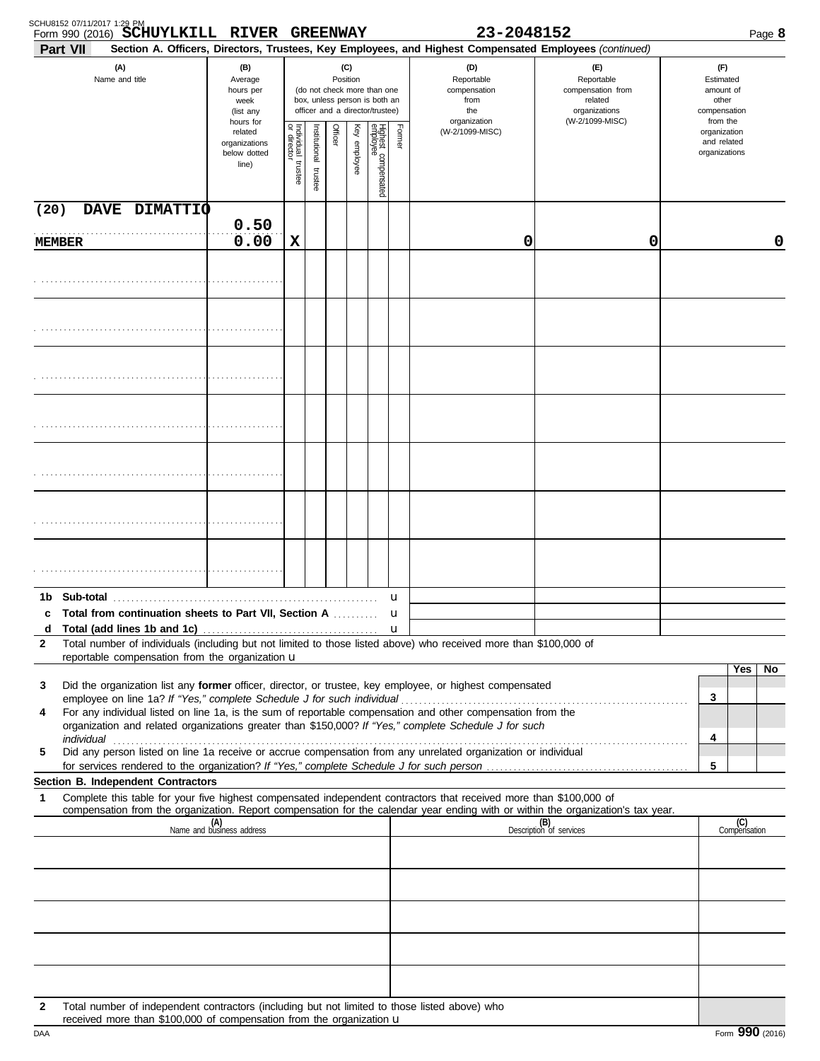Form 990 (2016) **SCHUYLKILL RIVER GREENWAY** **23-2048152**

## Part VII Section A. Officers, Directors, Trustees, Key Employees, and Highest Compensated Employees *(continued)*

| (A) Name and title | (B) Average hours per week (list any hours for related organizations below dotted line) | (C) Position: Individual trustee or director | Institutional trustee | Officer | Key employee | Highest compensated employee | Former | (D) Reportable compensation from the organization (W-2/1099-MISC) | (E) Reportable compensation from related organizations (W-2/1099-MISC) | (F) Estimated amount of other compensation from the organization and related organizations |
|---|---|---|---|---|---|---|---|---|---|---|
| (20) DAVE DIMATTIO<br>MEMBER | 0.50<br>0.00 | X | | | | | | 0 | 0 | 0 |
| | | | | | | | | | | |
| | | | | | | | | | | |
| | | | | | | | | | | |
| | | | | | | | | | | |
| | | | | | | | | | | |
| | | | | | | | | | | |
| | | | | | | | | | | |

**1b Sub-total** u

**c Total from continuation sheets to Part VII, Section A** u

**d Total (add lines 1b and 1c)** u

**2** Total number of individuals (including but not limited to those listed above) who received more than $100,000 of reportable compensation from the organization u

| | | Yes | No |
|---|---|---|---|
| **3** Did the organization list any **former** officer, director, or trustee, key employee, or highest compensated employee on line 1a? *If "Yes," complete Schedule J for such individual* | 3 | | |
| **4** For any individual listed on line 1a, is the sum of reportable compensation and other compensation from the organization and related organizations greater than $150,000? *If "Yes," complete Schedule J for such individual* | 4 | | |
| **5** Did any person listed on line 1a receive or accrue compensation from any unrelated organization or individual for services rendered to the organization? *If "Yes," complete Schedule J for such person* | 5 | | |

### Section B. Independent Contractors

**1** Complete this table for your five highest compensated independent contractors that received more than $100,000 of compensation from the organization. Report compensation for the calendar year ending with or within the organization's tax year.

| (A) Name and business address | (B) Description of services | (C) Compensation |
|---|---|---|
| | | |
| | | |
| | | |
| | | |
| | | |

**2** Total number of independent contractors (including but not limited to those listed above) who received more than $100,000 of compensation from the organization u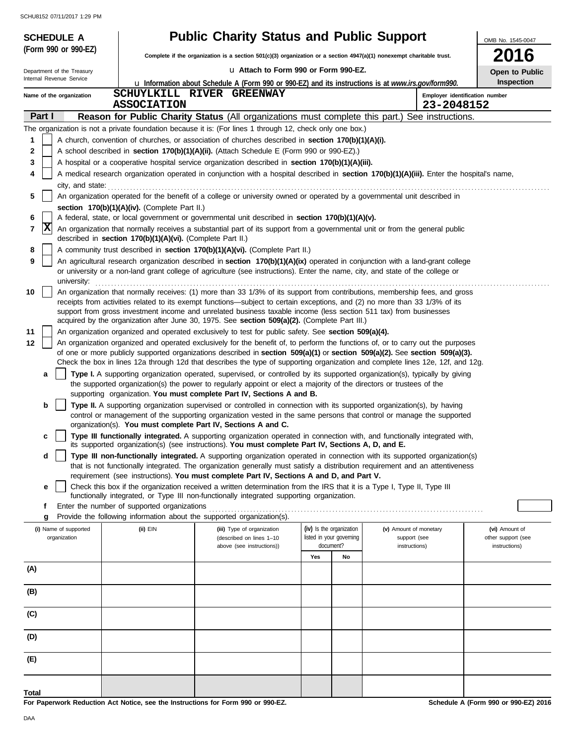SCHU8152 07/11/2017 1:29 PM

**SCHEDULE A**
**(Form 990 or 990-EZ)**

Department of the Treasury
Internal Revenue Service

# Public Charity Status and Public Support

**Complete if the organization is a section 501(c)(3) organization or a section 4947(a)(1) nonexempt charitable trust.**

u **Attach to Form 990 or Form 990-EZ.**

u **Information about Schedule A (Form 990 or 990-EZ) and its instructions is at *www.irs.gov/form990.***

OMB No. 1545-0047

**2016**

**Open to Public Inspection**

Name of the organization: SCHUYLKILL RIVER GREENWAY ASSOCIATION

Employer identification number: 23-2048152

**Part I** **Reason for Public Charity Status** (All organizations must complete this part.) See instructions.

The organization is not a private foundation because it is: (For lines 1 through 12, check only one box.)

1 [ ] A church, convention of churches, or association of churches described in **section 170(b)(1)(A)(i).**

2 [ ] A school described in **section 170(b)(1)(A)(ii).** (Attach Schedule E (Form 990 or 990-EZ).)

3 [ ] A hospital or a cooperative hospital service organization described in **section 170(b)(1)(A)(iii).**

4 [ ] A medical research organization operated in conjunction with a hospital described in **section 170(b)(1)(A)(iii).** Enter the hospital's name, city, and state:

5 [ ] An organization operated for the benefit of a college or university owned or operated by a governmental unit described in **section 170(b)(1)(A)(iv).** (Complete Part II.)

6 [ ] A federal, state, or local government or governmental unit described in **section 170(b)(1)(A)(v).**

7 [X] An organization that normally receives a substantial part of its support from a governmental unit or from the general public described in **section 170(b)(1)(A)(vi).** (Complete Part II.)

8 [ ] A community trust described in **section 170(b)(1)(A)(vi).** (Complete Part II.)

9 [ ] An agricultural research organization described in **section 170(b)(1)(A)(ix)** operated in conjunction with a land-grant college or university or a non-land grant college of agriculture (see instructions). Enter the name, city, and state of the college or university:

10 [ ] An organization that normally receives: (1) more than 33 1/3% of its support from contributions, membership fees, and gross receipts from activities related to its exempt functions—subject to certain exceptions, and (2) no more than 33 1/3% of its support from gross investment income and unrelated business taxable income (less section 511 tax) from businesses acquired by the organization after June 30, 1975. See **section 509(a)(2).** (Complete Part III.)

11 [ ] An organization organized and operated exclusively to test for public safety. See **section 509(a)(4).**

12 [ ] An organization organized and operated exclusively for the benefit of, to perform the functions of, or to carry out the purposes of one or more publicly supported organizations described in **section 509(a)(1)** or **section 509(a)(2).** See **section 509(a)(3).** Check the box in lines 12a through 12d that describes the type of supporting organization and complete lines 12e, 12f, and 12g.

**a** [ ] **Type I.** A supporting organization operated, supervised, or controlled by its supported organization(s), typically by giving the supported organization(s) the power to regularly appoint or elect a majority of the directors or trustees of the supporting organization. **You must complete Part IV, Sections A and B.**

**b** [ ] **Type II.** A supporting organization supervised or controlled in connection with its supported organization(s), by having control or management of the supporting organization vested in the same persons that control or manage the supported organization(s). **You must complete Part IV, Sections A and C.**

**c** [ ] **Type III functionally integrated.** A supporting organization operated in connection with, and functionally integrated with, its supported organization(s) (see instructions). **You must complete Part IV, Sections A, D, and E.**

**d** [ ] **Type III non-functionally integrated.** A supporting organization operated in connection with its supported organization(s) that is not functionally integrated. The organization generally must satisfy a distribution requirement and an attentiveness requirement (see instructions). **You must complete Part IV, Sections A and D, and Part V.**

**e** [ ] Check this box if the organization received a written determination from the IRS that it is a Type I, Type II, Type III functionally integrated, or Type III non-functionally integrated supporting organization.

**f** Enter the number of supported organizations

**g** Provide the following information about the supported organization(s).

| (i) Name of supported organization | (ii) EIN | (iii) Type of organization (described on lines 1–10 above (see instructions)) | (iv) Is the organization listed in your governing document? Yes | No | (v) Amount of monetary support (see instructions) | (vi) Amount of other support (see instructions) |
|---|---|---|---|---|---|---|
| (A) | | | | | | |
| (B) | | | | | | |
| (C) | | | | | | |
| (D) | | | | | | |
| (E) | | | | | | |
| **Total** | | | | | | |

**For Paperwork Reduction Act Notice, see the Instructions for Form 990 or 990-EZ.**

**Schedule A (Form 990 or 990-EZ) 2016**

DAA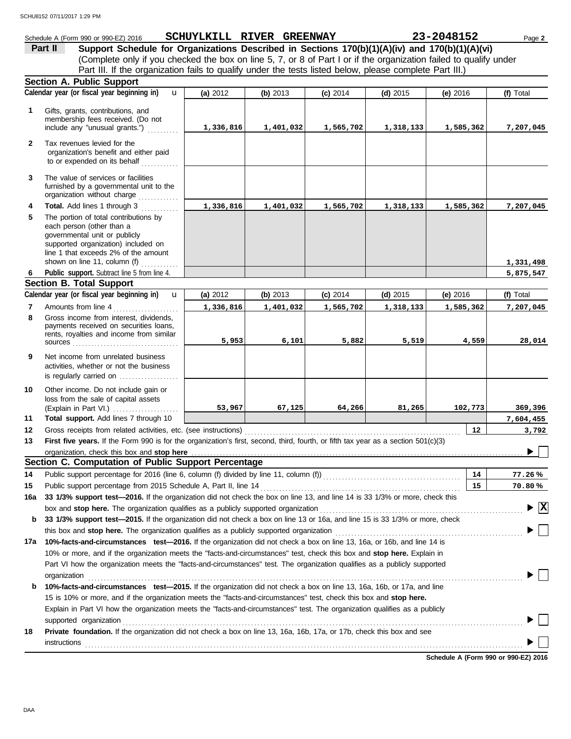Schedule A (Form 990 or 990-EZ) 2016 **SCHUYLKILL RIVER GREENWAY** **23-2048152** Page **2**

## Part II Support Schedule for Organizations Described in Sections 170(b)(1)(A)(iv) and 170(b)(1)(A)(vi)

(Complete only if you checked the box on line 5, 7, or 8 of Part I or if the organization failed to qualify under Part III. If the organization fails to qualify under the tests listed below, please complete Part III.)

### Section A. Public Support

| Calendar year (or fiscal year beginning in) | (a) 2012 | (b) 2013 | (c) 2014 | (d) 2015 | (e) 2016 | (f) Total |
|---|---|---|---|---|---|---|
| **1** Gifts, grants, contributions, and membership fees received. (Do not include any "unusual grants.") | 1,336,816 | 1,401,032 | 1,565,702 | 1,318,133 | 1,585,362 | 7,207,045 |
| **2** Tax revenues levied for the organization's benefit and either paid to or expended on its behalf | | | | | | |
| **3** The value of services or facilities furnished by a governmental unit to the organization without charge | | | | | | |
| **4 Total.** Add lines 1 through 3 | 1,336,816 | 1,401,032 | 1,565,702 | 1,318,133 | 1,585,362 | 7,207,045 |
| **5** The portion of total contributions by each person (other than a governmental unit or publicly supported organization) included on line 1 that exceeds 2% of the amount shown on line 11, column (f) | | | | | | 1,331,498 |
| **6 Public support.** Subtract line 5 from line 4. | | | | | | 5,875,547 |

### Section B. Total Support

| Calendar year (or fiscal year beginning in) | (a) 2012 | (b) 2013 | (c) 2014 | (d) 2015 | (e) 2016 | (f) Total |
|---|---|---|---|---|---|---|
| **7** Amounts from line 4 | 1,336,816 | 1,401,032 | 1,565,702 | 1,318,133 | 1,585,362 | 7,207,045 |
| **8** Gross income from interest, dividends, payments received on securities loans, rents, royalties and income from similar sources | 5,953 | 6,101 | 5,882 | 5,519 | 4,559 | 28,014 |
| **9** Net income from unrelated business activities, whether or not the business is regularly carried on | | | | | | |
| **10** Other income. Do not include gain or loss from the sale of capital assets (Explain in Part VI.) | 53,967 | 67,125 | 64,266 | 81,265 | 102,773 | 369,396 |
| **11 Total support.** Add lines 7 through 10 | | | | | | 7,604,455 |

**12** Gross receipts from related activities, etc. (see instructions) — **12** — 3,792

**13 First five years.** If the Form 990 is for the organization's first, second, third, fourth, or fifth tax year as a section 501(c)(3) organization, check this box and **stop here** ☐

### Section C. Computation of Public Support Percentage

**14** Public support percentage for 2016 (line 6, column (f) divided by line 11, column (f)) — **14** — 77.26 %

**15** Public support percentage from 2015 Schedule A, Part II, line 14 — **15** — 70.80 %

**16a 33 1/3% support test—2016.** If the organization did not check the box on line 13, and line 14 is 33 1/3% or more, check this box and **stop here.** The organization qualifies as a publicly supported organization ☒

**b 33 1/3% support test—2015.** If the organization did not check a box on line 13 or 16a, and line 15 is 33 1/3% or more, check this box and **stop here.** The organization qualifies as a publicly supported organization ☐

**17a 10%-facts-and-circumstances test—2016.** If the organization did not check a box on line 13, 16a, or 16b, and line 14 is 10% or more, and if the organization meets the "facts-and-circumstances" test, check this box and **stop here.** Explain in Part VI how the organization meets the "facts-and-circumstances" test. The organization qualifies as a publicly supported organization ☐

**b 10%-facts-and-circumstances test—2015.** If the organization did not check a box on line 13, 16a, 16b, or 17a, and line 15 is 10% or more, and if the organization meets the "facts-and-circumstances" test, check this box and **stop here.** Explain in Part VI how the organization meets the "facts-and-circumstances" test. The organization qualifies as a publicly supported organization ☐

**18 Private foundation.** If the organization did not check a box on line 13, 16a, 16b, 17a, or 17b, check this box and see instructions ☐

**Schedule A (Form 990 or 990-EZ) 2016**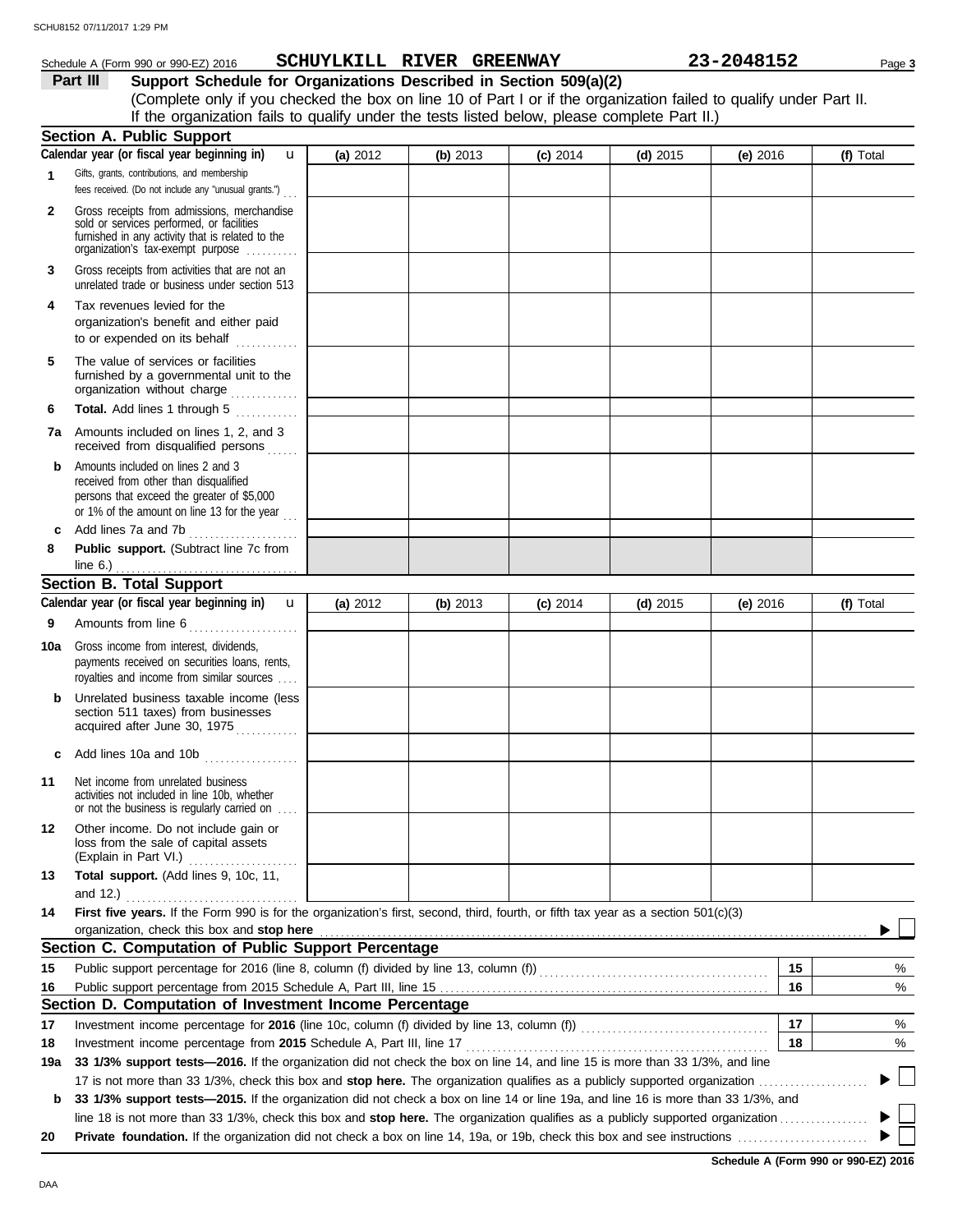Schedule A (Form 990 or 990-EZ) 2016 **SCHUYLKILL RIVER GREENWAY** **23-2048152**

**Part III** **Support Schedule for Organizations Described in Section 509(a)(2)**
(Complete only if you checked the box on line 10 of Part I or if the organization failed to qualify under Part II. If the organization fails to qualify under the tests listed below, please complete Part II.)

## Section A. Public Support

| Calendar year (or fiscal year beginning in) u | (a) 2012 | (b) 2013 | (c) 2014 | (d) 2015 | (e) 2016 | (f) Total |
|---|---|---|---|---|---|---|
| 1 Gifts, grants, contributions, and membership fees received. (Do not include any "unusual grants.") | | | | | | |
| 2 Gross receipts from admissions, merchandise sold or services performed, or facilities furnished in any activity that is related to the organization's tax-exempt purpose | | | | | | |
| 3 Gross receipts from activities that are not an unrelated trade or business under section 513 | | | | | | |
| 4 Tax revenues levied for the organization's benefit and either paid to or expended on its behalf | | | | | | |
| 5 The value of services or facilities furnished by a governmental unit to the organization without charge | | | | | | |
| 6 **Total.** Add lines 1 through 5 | | | | | | |
| 7a Amounts included on lines 1, 2, and 3 received from disqualified persons | | | | | | |
| b Amounts included on lines 2 and 3 received from other than disqualified persons that exceed the greater of $5,000 or 1% of the amount on line 13 for the year | | | | | | |
| c Add lines 7a and 7b | | | | | | |
| 8 **Public support.** (Subtract line 7c from line 6.) | | | | | | |

## Section B. Total Support

| Calendar year (or fiscal year beginning in) u | (a) 2012 | (b) 2013 | (c) 2014 | (d) 2015 | (e) 2016 | (f) Total |
|---|---|---|---|---|---|---|
| 9 Amounts from line 6 | | | | | | |
| 10a Gross income from interest, dividends, payments received on securities loans, rents, royalties and income from similar sources | | | | | | |
| b Unrelated business taxable income (less section 511 taxes) from businesses acquired after June 30, 1975 | | | | | | |
| c Add lines 10a and 10b | | | | | | |
| 11 Net income from unrelated business activities not included in line 10b, whether or not the business is regularly carried on | | | | | | |
| 12 Other income. Do not include gain or loss from the sale of capital assets (Explain in Part VI.) | | | | | | |
| 13 **Total support.** (Add lines 9, 10c, 11, and 12.) | | | | | | |

**14** **First five years.** If the Form 990 is for the organization's first, second, third, fourth, or fifth tax year as a section 501(c)(3) organization, check this box and **stop here** ▶ ☐

## Section C. Computation of Public Support Percentage

| | | | |
|---|---|---|---|
| 15 | Public support percentage for 2016 (line 8, column (f) divided by line 13, column (f)) | 15 | % |
| 16 | Public support percentage from 2015 Schedule A, Part III, line 15 | 16 | % |

## Section D. Computation of Investment Income Percentage

| | | | |
|---|---|---|---|
| 17 | Investment income percentage for **2016** (line 10c, column (f) divided by line 13, column (f)) | 17 | % |
| 18 | Investment income percentage from **2015** Schedule A, Part III, line 17 | 18 | % |

**19a** **33 1/3% support tests—2016.** If the organization did not check the box on line 14, and line 15 is more than 33 1/3%, and line 17 is not more than 33 1/3%, check this box and **stop here.** The organization qualifies as a publicly supported organization ▶ ☐

**b** **33 1/3% support tests—2015.** If the organization did not check a box on line 14 or line 19a, and line 16 is more than 33 1/3%, and line 18 is not more than 33 1/3%, check this box and **stop here.** The organization qualifies as a publicly supported organization ▶ ☐

**20** **Private foundation.** If the organization did not check a box on line 14, 19a, or 19b, check this box and see instructions ▶ ☐

**Schedule A (Form 990 or 990-EZ) 2016**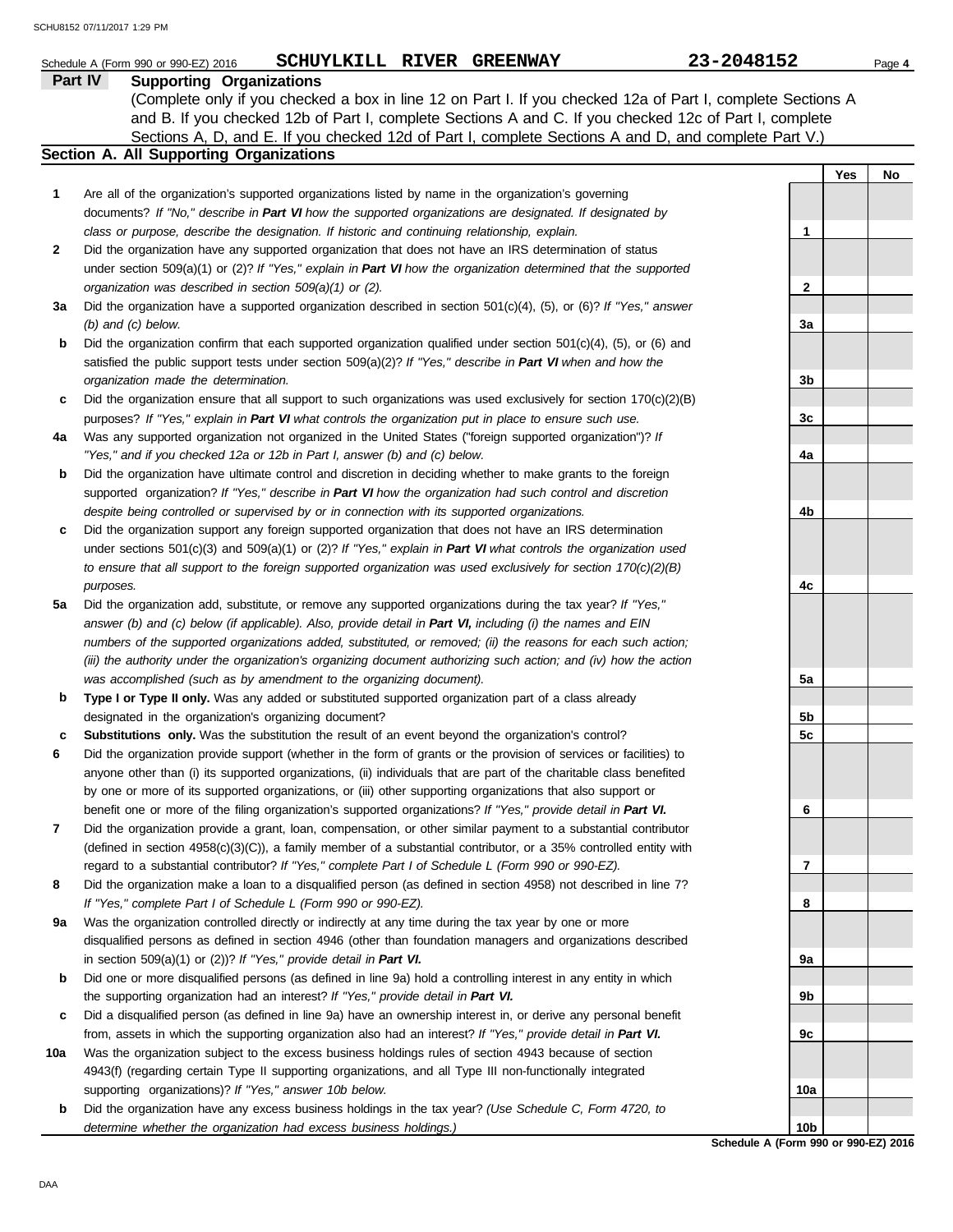Schedule A (Form 990 or 990-EZ) 2016 **SCHUYLKILL RIVER GREENWAY** **23-2048152**

## Part IV Supporting Organizations

(Complete only if you checked a box in line 12 on Part I. If you checked 12a of Part I, complete Sections A and B. If you checked 12b of Part I, complete Sections A and C. If you checked 12c of Part I, complete Sections A, D, and E. If you checked 12d of Part I, complete Sections A and D, and complete Part V.)

### Section A. All Supporting Organizations

| | | | Yes | No |
|---|---|---|---|---|
| **1** | Are all of the organization's supported organizations listed by name in the organization's governing documents? *If "No," describe in **Part VI** how the supported organizations are designated. If designated by class or purpose, describe the designation. If historic and continuing relationship, explain.* | 1 | | |
| **2** | Did the organization have any supported organization that does not have an IRS determination of status under section 509(a)(1) or (2)? *If "Yes," explain in **Part VI** how the organization determined that the supported organization was described in section 509(a)(1) or (2).* | 2 | | |
| **3a** | Did the organization have a supported organization described in section 501(c)(4), (5), or (6)? *If "Yes," answer (b) and (c) below.* | 3a | | |
| **b** | Did the organization confirm that each supported organization qualified under section 501(c)(4), (5), or (6) and satisfied the public support tests under section 509(a)(2)? *If "Yes," describe in **Part VI** when and how the organization made the determination.* | 3b | | |
| **c** | Did the organization ensure that all support to such organizations was used exclusively for section 170(c)(2)(B) purposes? *If "Yes," explain in **Part VI** what controls the organization put in place to ensure such use.* | 3c | | |
| **4a** | Was any supported organization not organized in the United States ("foreign supported organization")? *If "Yes," and if you checked 12a or 12b in Part I, answer (b) and (c) below.* | 4a | | |
| **b** | Did the organization have ultimate control and discretion in deciding whether to make grants to the foreign supported organization? *If "Yes," describe in **Part VI** how the organization had such control and discretion despite being controlled or supervised by or in connection with its supported organizations.* | 4b | | |
| **c** | Did the organization support any foreign supported organization that does not have an IRS determination under sections 501(c)(3) and 509(a)(1) or (2)? *If "Yes," explain in **Part VI** what controls the organization used to ensure that all support to the foreign supported organization was used exclusively for section 170(c)(2)(B) purposes.* | 4c | | |
| **5a** | Did the organization add, substitute, or remove any supported organizations during the tax year? *If "Yes," answer (b) and (c) below (if applicable). Also, provide detail in **Part VI,** including (i) the names and EIN numbers of the supported organizations added, substituted, or removed; (ii) the reasons for each such action; (iii) the authority under the organization's organizing document authorizing such action; and (iv) how the action was accomplished (such as by amendment to the organizing document).* | 5a | | |
| **b** | **Type I or Type II only.** Was any added or substituted supported organization part of a class already designated in the organization's organizing document? | 5b | | |
| **c** | **Substitutions only.** Was the substitution the result of an event beyond the organization's control? | 5c | | |
| **6** | Did the organization provide support (whether in the form of grants or the provision of services or facilities) to anyone other than (i) its supported organizations, (ii) individuals that are part of the charitable class benefited by one or more of its supported organizations, or (iii) other supporting organizations that also support or benefit one or more of the filing organization's supported organizations? *If "Yes," provide detail in **Part VI.*** | 6 | | |
| **7** | Did the organization provide a grant, loan, compensation, or other similar payment to a substantial contributor (defined in section 4958(c)(3)(C)), a family member of a substantial contributor, or a 35% controlled entity with regard to a substantial contributor? *If "Yes," complete Part I of Schedule L (Form 990 or 990-EZ).* | 7 | | |
| **8** | Did the organization make a loan to a disqualified person (as defined in section 4958) not described in line 7? *If "Yes," complete Part I of Schedule L (Form 990 or 990-EZ).* | 8 | | |
| **9a** | Was the organization controlled directly or indirectly at any time during the tax year by one or more disqualified persons as defined in section 4946 (other than foundation managers and organizations described in section 509(a)(1) or (2))? *If "Yes," provide detail in **Part VI.*** | 9a | | |
| **b** | Did one or more disqualified persons (as defined in line 9a) hold a controlling interest in any entity in which the supporting organization had an interest? *If "Yes," provide detail in **Part VI.*** | 9b | | |
| **c** | Did a disqualified person (as defined in line 9a) have an ownership interest in, or derive any personal benefit from, assets in which the supporting organization also had an interest? *If "Yes," provide detail in **Part VI.*** | 9c | | |
| **10a** | Was the organization subject to the excess business holdings rules of section 4943 because of section 4943(f) (regarding certain Type II supporting organizations, and all Type III non-functionally integrated supporting organizations)? *If "Yes," answer 10b below.* | 10a | | |
| **b** | Did the organization have any excess business holdings in the tax year? *(Use Schedule C, Form 4720, to determine whether the organization had excess business holdings.)* | 10b | | |

**Schedule A (Form 990 or 990-EZ) 2016**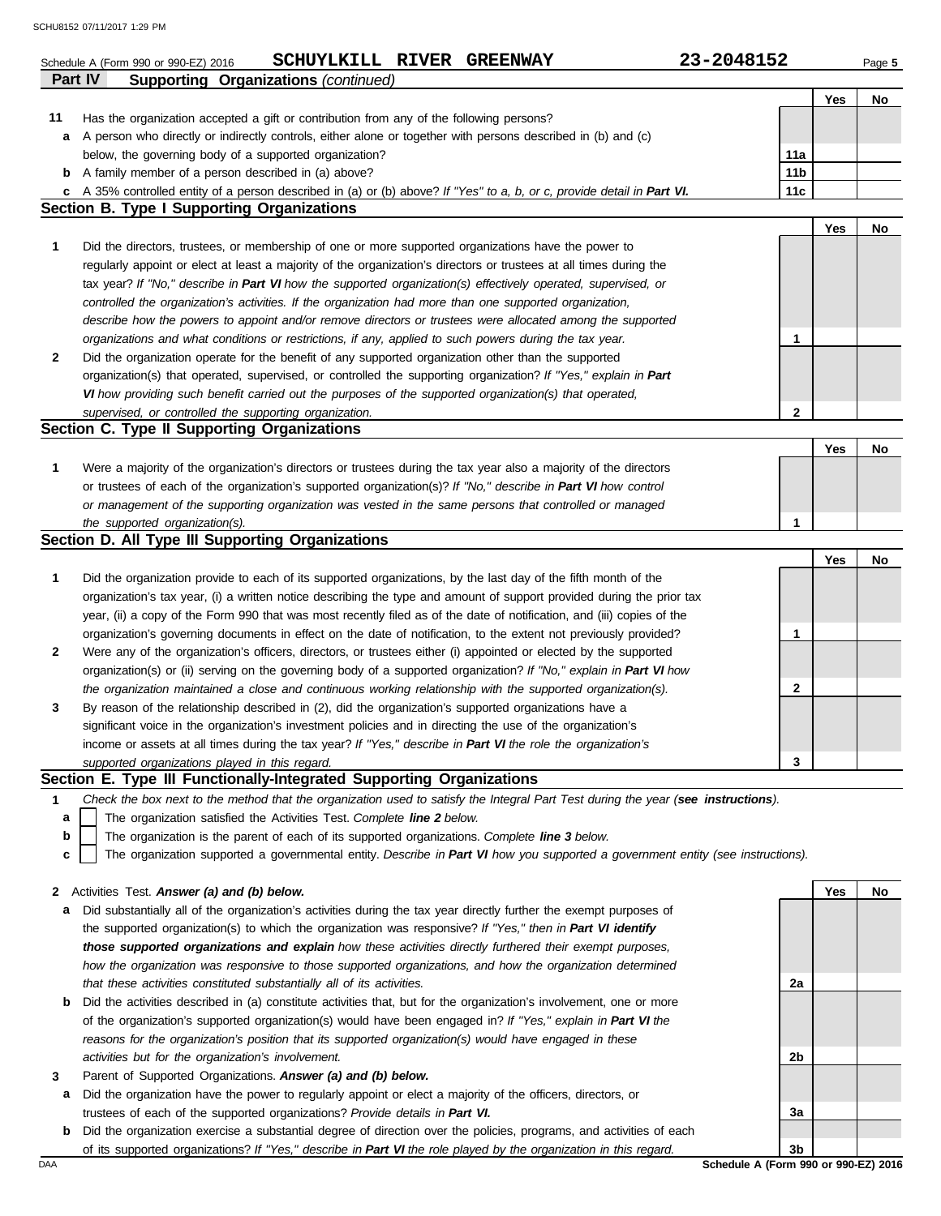Schedule A (Form 990 or 990-EZ) 2016 **SCHUYLKILL RIVER GREENWAY** **23-2048152** Page **5**

## Part IV Supporting Organizations *(continued)*

| | | | Yes | No |
|---|---|---|---|---|
| **11** | Has the organization accepted a gift or contribution from any of the following persons? | | | |
| **a** | A person who directly or indirectly controls, either alone or together with persons described in (b) and (c) below, the governing body of a supported organization? | 11a | | |
| **b** | A family member of a person described in (a) above? | 11b | | |
| **c** | A 35% controlled entity of a person described in (a) or (b) above? *If "Yes" to a, b, or c, provide detail in **Part VI.*** | 11c | | |

### Section B. Type I Supporting Organizations

| | | | Yes | No |
|---|---|---|---|---|
| **1** | Did the directors, trustees, or membership of one or more supported organizations have the power to regularly appoint or elect at least a majority of the organization's directors or trustees at all times during the tax year? *If "No," describe in **Part VI** how the supported organization(s) effectively operated, supervised, or controlled the organization's activities. If the organization had more than one supported organization, describe how the powers to appoint and/or remove directors or trustees were allocated among the supported organizations and what conditions or restrictions, if any, applied to such powers during the tax year.* | 1 | | |
| **2** | Did the organization operate for the benefit of any supported organization other than the supported organization(s) that operated, supervised, or controlled the supporting organization? *If "Yes," explain in **Part VI** how providing such benefit carried out the purposes of the supported organization(s) that operated, supervised, or controlled the supporting organization.* | 2 | | |

### Section C. Type II Supporting Organizations

| | | | Yes | No |
|---|---|---|---|---|
| **1** | Were a majority of the organization's directors or trustees during the tax year also a majority of the directors or trustees of each of the organization's supported organization(s)? *If "No," describe in **Part VI** how control or management of the supporting organization was vested in the same persons that controlled or managed the supported organization(s).* | 1 | | |

### Section D. All Type III Supporting Organizations

| | | | Yes | No |
|---|---|---|---|---|
| **1** | Did the organization provide to each of its supported organizations, by the last day of the fifth month of the organization's tax year, (i) a written notice describing the type and amount of support provided during the prior tax year, (ii) a copy of the Form 990 that was most recently filed as of the date of notification, and (iii) copies of the organization's governing documents in effect on the date of notification, to the extent not previously provided? | 1 | | |
| **2** | Were any of the organization's officers, directors, or trustees either (i) appointed or elected by the supported organization(s) or (ii) serving on the governing body of a supported organization? *If "No," explain in **Part VI** how the organization maintained a close and continuous working relationship with the supported organization(s).* | 2 | | |
| **3** | By reason of the relationship described in (2), did the organization's supported organizations have a significant voice in the organization's investment policies and in directing the use of the organization's income or assets at all times during the tax year? *If "Yes," describe in **Part VI** the role the organization's supported organizations played in this regard.* | 3 | | |

### Section E. Type III Functionally-Integrated Supporting Organizations

**1** *Check the box next to the method that the organization used to satisfy the Integral Part Test during the year (**see instructions**).*

- **a** ☐ The organization satisfied the Activities Test. *Complete **line 2** below.*
- **b** ☐ The organization is the parent of each of its supported organizations. *Complete **line 3** below.*
- **c** ☐ The organization supported a governmental entity. *Describe in **Part VI** how you supported a government entity (see instructions).*

| | | | Yes | No |
|---|---|---|---|---|
| **2** | Activities Test. ***Answer (a) and (b) below.*** | | | |
| **a** | Did substantially all of the organization's activities during the tax year directly further the exempt purposes of the supported organization(s) to which the organization was responsive? *If "Yes," then in **Part VI identify those supported organizations and explain** how these activities directly furthered their exempt purposes, how the organization was responsive to those supported organizations, and how the organization determined that these activities constituted substantially all of its activities.* | 2a | | |
| **b** | Did the activities described in (a) constitute activities that, but for the organization's involvement, one or more of the organization's supported organization(s) would have been engaged in? *If "Yes," explain in **Part VI** the reasons for the organization's position that its supported organization(s) would have engaged in these activities but for the organization's involvement.* | 2b | | |
| **3** | Parent of Supported Organizations. ***Answer (a) and (b) below.*** | | | |
| **a** | Did the organization have the power to regularly appoint or elect a majority of the officers, directors, or trustees of each of the supported organizations? *Provide details in **Part VI.*** | 3a | | |
| **b** | Did the organization exercise a substantial degree of direction over the policies, programs, and activities of each of its supported organizations? *If "Yes," describe in **Part VI** the role played by the organization in this regard.* | 3b | | |

**Schedule A (Form 990 or 990-EZ) 2016**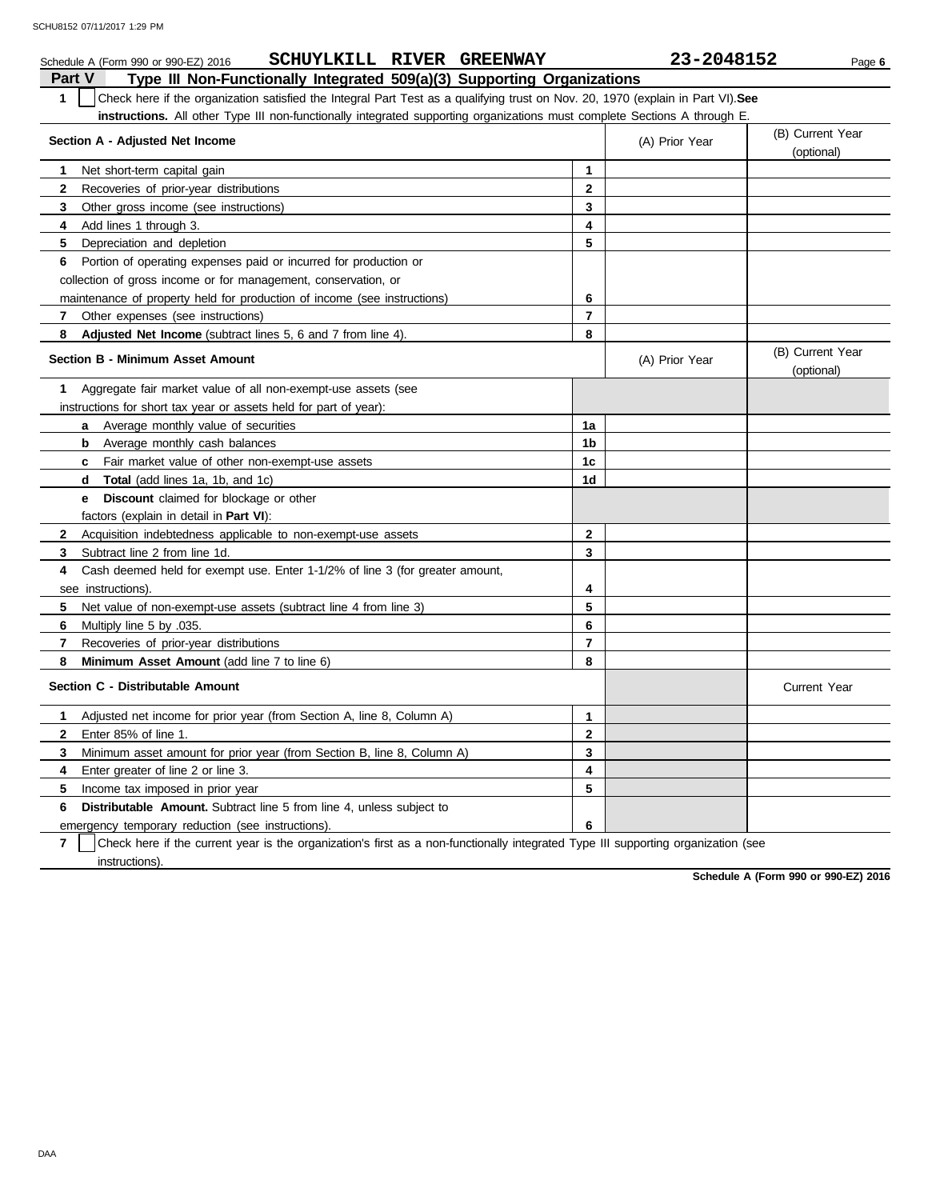Schedule A (Form 990 or 990-EZ) 2016 **SCHUYLKILL RIVER GREENWAY** **23-2048152**

## Part V Type III Non-Functionally Integrated 509(a)(3) Supporting Organizations

**1** ☐ Check here if the organization satisfied the Integral Part Test as a qualifying trust on Nov. 20, 1970 (explain in Part VI). **See instructions.** All other Type III non-functionally integrated supporting organizations must complete Sections A through E.

| **Section A - Adjusted Net Income** | | (A) Prior Year | (B) Current Year (optional) |
|---|---|---|---|
| **1** Net short-term capital gain | **1** | | |
| **2** Recoveries of prior-year distributions | **2** | | |
| **3** Other gross income (see instructions) | **3** | | |
| **4** Add lines 1 through 3. | **4** | | |
| **5** Depreciation and depletion | **5** | | |
| **6** Portion of operating expenses paid or incurred for production or collection of gross income or for management, conservation, or maintenance of property held for production of income (see instructions) | **6** | | |
| **7** Other expenses (see instructions) | **7** | | |
| **8** **Adjusted Net Income** (subtract lines 5, 6 and 7 from line 4). | **8** | | |

| **Section B - Minimum Asset Amount** | | (A) Prior Year | (B) Current Year (optional) |
|---|---|---|---|
| **1** Aggregate fair market value of all non-exempt-use assets (see instructions for short tax year or assets held for part of year): | | | |
| **a** Average monthly value of securities | **1a** | | |
| **b** Average monthly cash balances | **1b** | | |
| **c** Fair market value of other non-exempt-use assets | **1c** | | |
| **d** **Total** (add lines 1a, 1b, and 1c) | **1d** | | |
| **e** **Discount** claimed for blockage or other factors (explain in detail in **Part VI**): | | | |
| **2** Acquisition indebtedness applicable to non-exempt-use assets | **2** | | |
| **3** Subtract line 2 from line 1d. | **3** | | |
| **4** Cash deemed held for exempt use. Enter 1-1/2% of line 3 (for greater amount, see instructions). | **4** | | |
| **5** Net value of non-exempt-use assets (subtract line 4 from line 3) | **5** | | |
| **6** Multiply line 5 by .035. | **6** | | |
| **7** Recoveries of prior-year distributions | **7** | | |
| **8** **Minimum Asset Amount** (add line 7 to line 6) | **8** | | |

| **Section C - Distributable Amount** | | | Current Year |
|---|---|---|---|
| **1** Adjusted net income for prior year (from Section A, line 8, Column A) | **1** | | |
| **2** Enter 85% of line 1. | **2** | | |
| **3** Minimum asset amount for prior year (from Section B, line 8, Column A) | **3** | | |
| **4** Enter greater of line 2 or line 3. | **4** | | |
| **5** Income tax imposed in prior year | **5** | | |
| **6** **Distributable Amount.** Subtract line 5 from line 4, unless subject to emergency temporary reduction (see instructions). | **6** | | |

**7** ☐ Check here if the current year is the organization's first as a non-functionally integrated Type III supporting organization (see instructions).

**Schedule A (Form 990 or 990-EZ) 2016**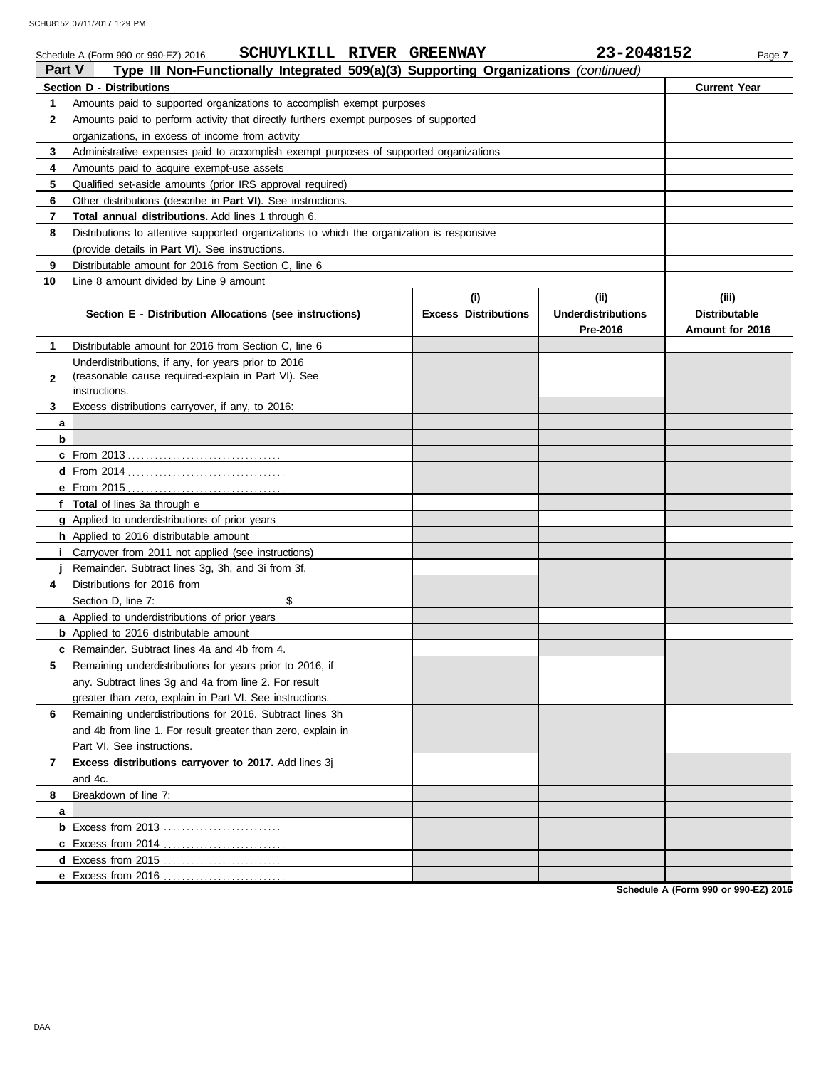Schedule A (Form 990 or 990-EZ) 2016 **SCHUYLKILL RIVER GREENWAY** **23-2048152** Page **7**

**Part V** **Type III Non-Functionally Integrated 509(a)(3) Supporting Organizations** *(continued)*

| **Section D - Distributions** | | **Current Year** |
|---|---|---|
| **1** | Amounts paid to supported organizations to accomplish exempt purposes | |
| **2** | Amounts paid to perform activity that directly furthers exempt purposes of supported organizations, in excess of income from activity | |
| **3** | Administrative expenses paid to accomplish exempt purposes of supported organizations | |
| **4** | Amounts paid to acquire exempt-use assets | |
| **5** | Qualified set-aside amounts (prior IRS approval required) | |
| **6** | Other distributions (describe in **Part VI**). See instructions. | |
| **7** | **Total annual distributions.** Add lines 1 through 6. | |
| **8** | Distributions to attentive supported organizations to which the organization is responsive (provide details in **Part VI**). See instructions. | |
| **9** | Distributable amount for 2016 from Section C, line 6 | |
| **10** | Line 8 amount divided by Line 9 amount | |

| | **Section E - Distribution Allocations (see instructions)** | **(i) Excess Distributions** | **(ii) Underdistributions Pre-2016** | **(iii) Distributable Amount for 2016** |
|---|---|---|---|---|
| **1** | Distributable amount for 2016 from Section C, line 6 | | | |
| **2** | Underdistributions, if any, for years prior to 2016 (reasonable cause required-explain in Part VI). See instructions. | | | |
| **3** | Excess distributions carryover, if any, to 2016: | | | |
| **a** | | | | |
| **b** | | | | |
| **c** | From 2013 | | | |
| **d** | From 2014 | | | |
| **e** | From 2015 | | | |
| **f** | **Total** of lines 3a through e | | | |
| **g** | Applied to underdistributions of prior years | | | |
| **h** | Applied to 2016 distributable amount | | | |
| **i** | Carryover from 2011 not applied (see instructions) | | | |
| **j** | Remainder. Subtract lines 3g, 3h, and 3i from 3f. | | | |
| **4** | Distributions for 2016 from Section D, line 7: $ | | | |
| **a** | Applied to underdistributions of prior years | | | |
| **b** | Applied to 2016 distributable amount | | | |
| **c** | Remainder. Subtract lines 4a and 4b from 4. | | | |
| **5** | Remaining underdistributions for years prior to 2016, if any. Subtract lines 3g and 4a from line 2. For result greater than zero, explain in Part VI. See instructions. | | | |
| **6** | Remaining underdistributions for 2016. Subtract lines 3h and 4b from line 1. For result greater than zero, explain in Part VI. See instructions. | | | |
| **7** | **Excess distributions carryover to 2017.** Add lines 3j and 4c. | | | |
| **8** | Breakdown of line 7: | | | |
| **a** | | | | |
| **b** | Excess from 2013 | | | |
| **c** | Excess from 2014 | | | |
| **d** | Excess from 2015 | | | |
| **e** | Excess from 2016 | | | |

**Schedule A (Form 990 or 990-EZ) 2016**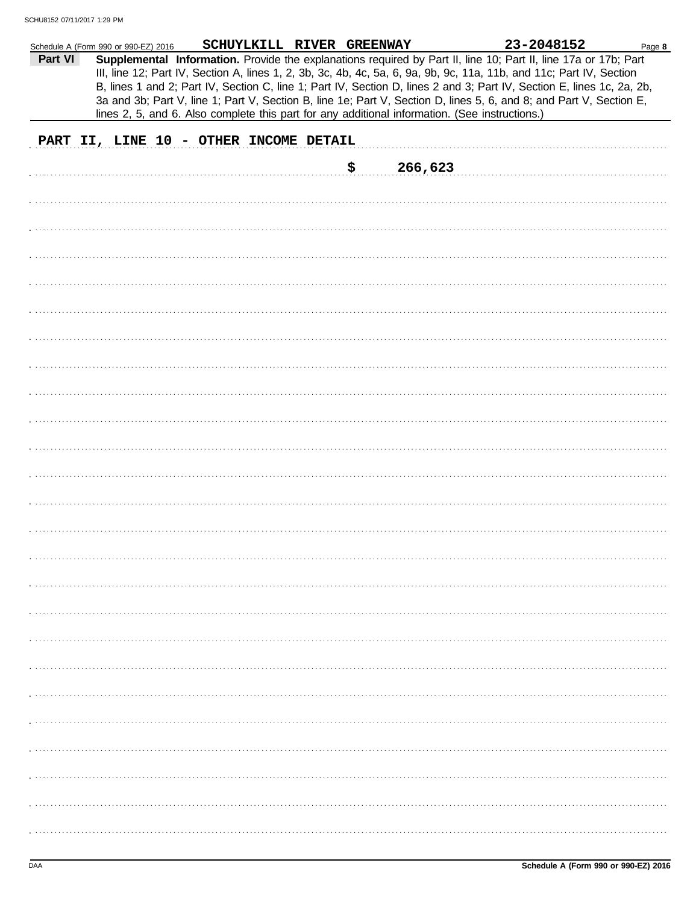Schedule A (Form 990 or 990-EZ) 2016 **SCHUYLKILL RIVER GREENWAY** **23-2048152** Page **8**

**Part VI** **Supplemental Information.** Provide the explanations required by Part II, line 10; Part II, line 17a or 17b; Part III, line 12; Part IV, Section A, lines 1, 2, 3b, 3c, 4b, 4c, 5a, 6, 9a, 9b, 9c, 11a, 11b, and 11c; Part IV, Section B, lines 1 and 2; Part IV, Section C, line 1; Part IV, Section D, lines 2 and 3; Part IV, Section E, lines 1c, 2a, 2b, 3a and 3b; Part V, line 1; Part V, Section B, line 1e; Part V, Section D, lines 5, 6, and 8; and Part V, Section E, lines 2, 5, and 6. Also complete this part for any additional information. (See instructions.)

**PART II, LINE 10 - OTHER INCOME DETAIL**

**$ 266,623**

DAA **Schedule A (Form 990 or 990-EZ) 2016**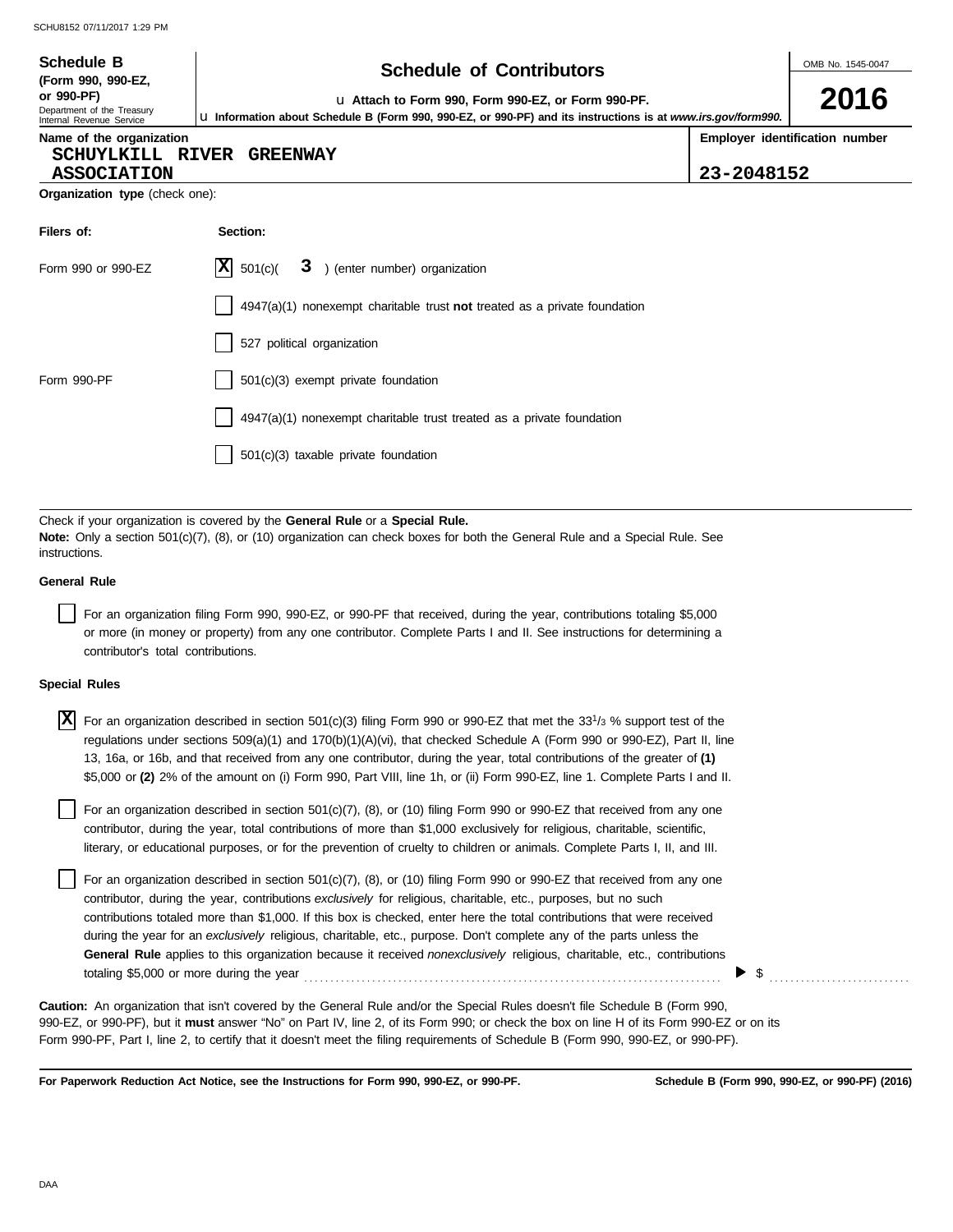**Schedule B** (Form 990, 990-EZ, or 990-PF)

Department of the Treasury
Internal Revenue Service

# Schedule of Contributors

u Attach to Form 990, Form 990-EZ, or Form 990-PF.

u Information about Schedule B (Form 990, 990-EZ, or 990-PF) and its instructions is at *www.irs.gov/form990.*

OMB No. 1545-0047

**2016**

**Name of the organization**
SCHUYLKILL RIVER GREENWAY ASSOCIATION

**Employer identification number**
23-2048152

**Organization type** (check one):

| Filers of: | Section: |
|---|---|
| Form 990 or 990-EZ | [X] 501(c)( 3 ) (enter number) organization |
| | [ ] 4947(a)(1) nonexempt charitable trust **not** treated as a private foundation |
| | [ ] 527 political organization |
| Form 990-PF | [ ] 501(c)(3) exempt private foundation |
| | [ ] 4947(a)(1) nonexempt charitable trust treated as a private foundation |
| | [ ] 501(c)(3) taxable private foundation |

Check if your organization is covered by the **General Rule** or a **Special Rule.**

**Note:** Only a section 501(c)(7), (8), or (10) organization can check boxes for both the General Rule and a Special Rule. See instructions.

**General Rule**

[ ] For an organization filing Form 990, 990-EZ, or 990-PF that received, during the year, contributions totaling $5,000 or more (in money or property) from any one contributor. Complete Parts I and II. See instructions for determining a contributor's total contributions.

**Special Rules**

[X] For an organization described in section 501(c)(3) filing Form 990 or 990-EZ that met the 33 1/3 % support test of the regulations under sections 509(a)(1) and 170(b)(1)(A)(vi), that checked Schedule A (Form 990 or 990-EZ), Part II, line 13, 16a, or 16b, and that received from any one contributor, during the year, total contributions of the greater of **(1)** $5,000 or **(2)** 2% of the amount on (i) Form 990, Part VIII, line 1h, or (ii) Form 990-EZ, line 1. Complete Parts I and II.

[ ] For an organization described in section 501(c)(7), (8), or (10) filing Form 990 or 990-EZ that received from any one contributor, during the year, total contributions of more than $1,000 exclusively for religious, charitable, scientific, literary, or educational purposes, or for the prevention of cruelty to children or animals. Complete Parts I, II, and III.

[ ] For an organization described in section 501(c)(7), (8), or (10) filing Form 990 or 990-EZ that received from any one contributor, during the year, contributions *exclusively* for religious, charitable, etc., purposes, but no such contributions totaled more than $1,000. If this box is checked, enter here the total contributions that were received during the year for an *exclusively* religious, charitable, etc., purpose. Don't complete any of the parts unless the **General Rule** applies to this organization because it received *nonexclusively* religious, charitable, etc., contributions totaling $5,000 or more during the year ........ ▶ $ ..........

**Caution:** An organization that isn't covered by the General Rule and/or the Special Rules doesn't file Schedule B (Form 990, 990-EZ, or 990-PF), but it **must** answer "No" on Part IV, line 2, of its Form 990; or check the box on line H of its Form 990-EZ or on its Form 990-PF, Part I, line 2, to certify that it doesn't meet the filing requirements of Schedule B (Form 990, 990-EZ, or 990-PF).

**For Paperwork Reduction Act Notice, see the Instructions for Form 990, 990-EZ, or 990-PF.** **Schedule B (Form 990, 990-EZ, or 990-PF) (2016)**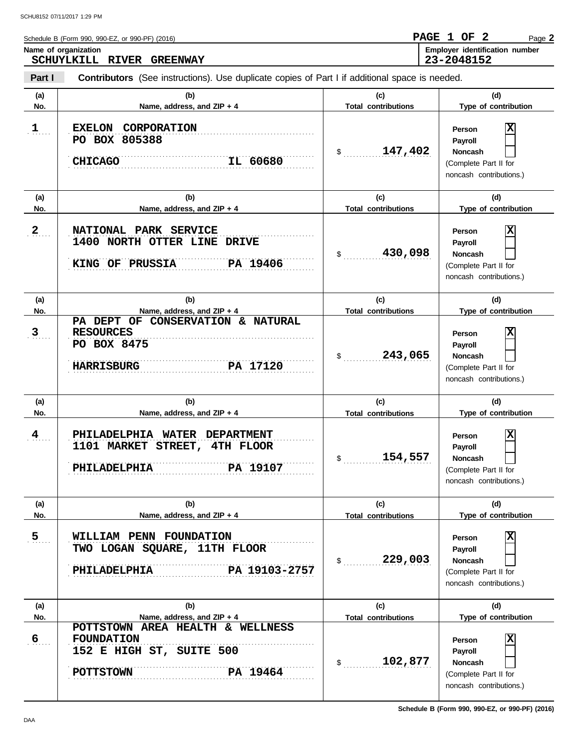Schedule B (Form 990, 990-EZ, or 990-PF) (2016)

**Name of organization**
**SCHUYLKILL RIVER GREENWAY**

**Employer identification number**
**23-2048152**

**Part I** **Contributors** (See instructions). Use duplicate copies of Part I if additional space is needed.

| (a) No. | (b) Name, address, and ZIP + 4 | (c) Total contributions | (d) Type of contribution |
|---|---|---|---|
| 1 | EXELON CORPORATION<br>PO BOX 805388<br>CHICAGO IL 60680 | $ 147,402 | Person [X]<br>Payroll [ ]<br>Noncash [ ]<br>(Complete Part II for noncash contributions.) |
| 2 | NATIONAL PARK SERVICE<br>1400 NORTH OTTER LINE DRIVE<br>KING OF PRUSSIA PA 19406 | $ 430,098 | Person [X]<br>Payroll [ ]<br>Noncash [ ]<br>(Complete Part II for noncash contributions.) |
| 3 | PA DEPT OF CONSERVATION & NATURAL RESOURCES<br>PO BOX 8475<br>HARRISBURG PA 17120 | $ 243,065 | Person [X]<br>Payroll [ ]<br>Noncash [ ]<br>(Complete Part II for noncash contributions.) |
| 4 | PHILADELPHIA WATER DEPARTMENT<br>1101 MARKET STREET, 4TH FLOOR<br>PHILADELPHIA PA 19107 | $ 154,557 | Person [X]<br>Payroll [ ]<br>Noncash [ ]<br>(Complete Part II for noncash contributions.) |
| 5 | WILLIAM PENN FOUNDATION<br>TWO LOGAN SQUARE, 11TH FLOOR<br>PHILADELPHIA PA 19103-2757 | $ 229,003 | Person [X]<br>Payroll [ ]<br>Noncash [ ]<br>(Complete Part II for noncash contributions.) |
| 6 | POTTSTOWN AREA HEALTH & WELLNESS FOUNDATION<br>152 E HIGH ST, SUITE 500<br>POTTSTOWN PA 19464 | $ 102,877 | Person [X]<br>Payroll [ ]<br>Noncash [ ]<br>(Complete Part II for noncash contributions.) |

Schedule B (Form 990, 990-EZ, or 990-PF) (2016)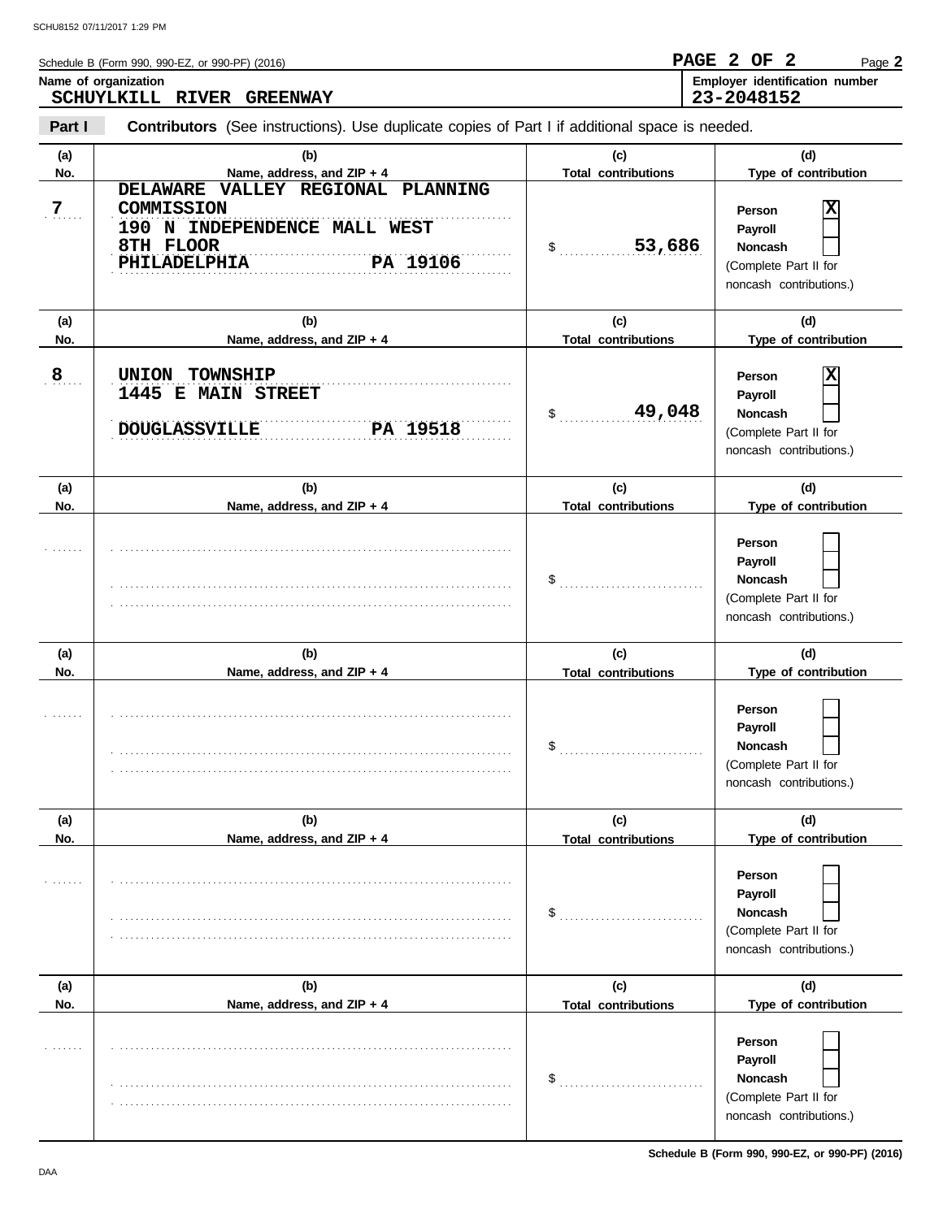Schedule B (Form 990, 990-EZ, or 990-PF) (2016)

**Name of organization**
SCHUYLKILL RIVER GREENWAY

**Employer identification number**
23-2048152

**Part I** **Contributors** (See instructions). Use duplicate copies of Part I if additional space is needed.

| (a) No. | (b) Name, address, and ZIP + 4 | (c) Total contributions | (d) Type of contribution |
|---|---|---|---|
| 7 | DELAWARE VALLEY REGIONAL PLANNING COMMISSION<br>190 N INDEPENDENCE MALL WEST<br>8TH FLOOR<br>PHILADELPHIA PA 19106 | $ 53,686 | Person [X]<br>Payroll [ ]<br>Noncash [ ]<br>(Complete Part II for noncash contributions.) |
| 8 | UNION TOWNSHIP<br>1445 E MAIN STREET<br>DOUGLASSVILLE PA 19518 | $ 49,048 | Person [X]<br>Payroll [ ]<br>Noncash [ ]<br>(Complete Part II for noncash contributions.) |
| | | $ | Person [ ]<br>Payroll [ ]<br>Noncash [ ]<br>(Complete Part II for noncash contributions.) |
| | | $ | Person [ ]<br>Payroll [ ]<br>Noncash [ ]<br>(Complete Part II for noncash contributions.) |
| | | $ | Person [ ]<br>Payroll [ ]<br>Noncash [ ]<br>(Complete Part II for noncash contributions.) |
| | | $ | Person [ ]<br>Payroll [ ]<br>Noncash [ ]<br>(Complete Part II for noncash contributions.) |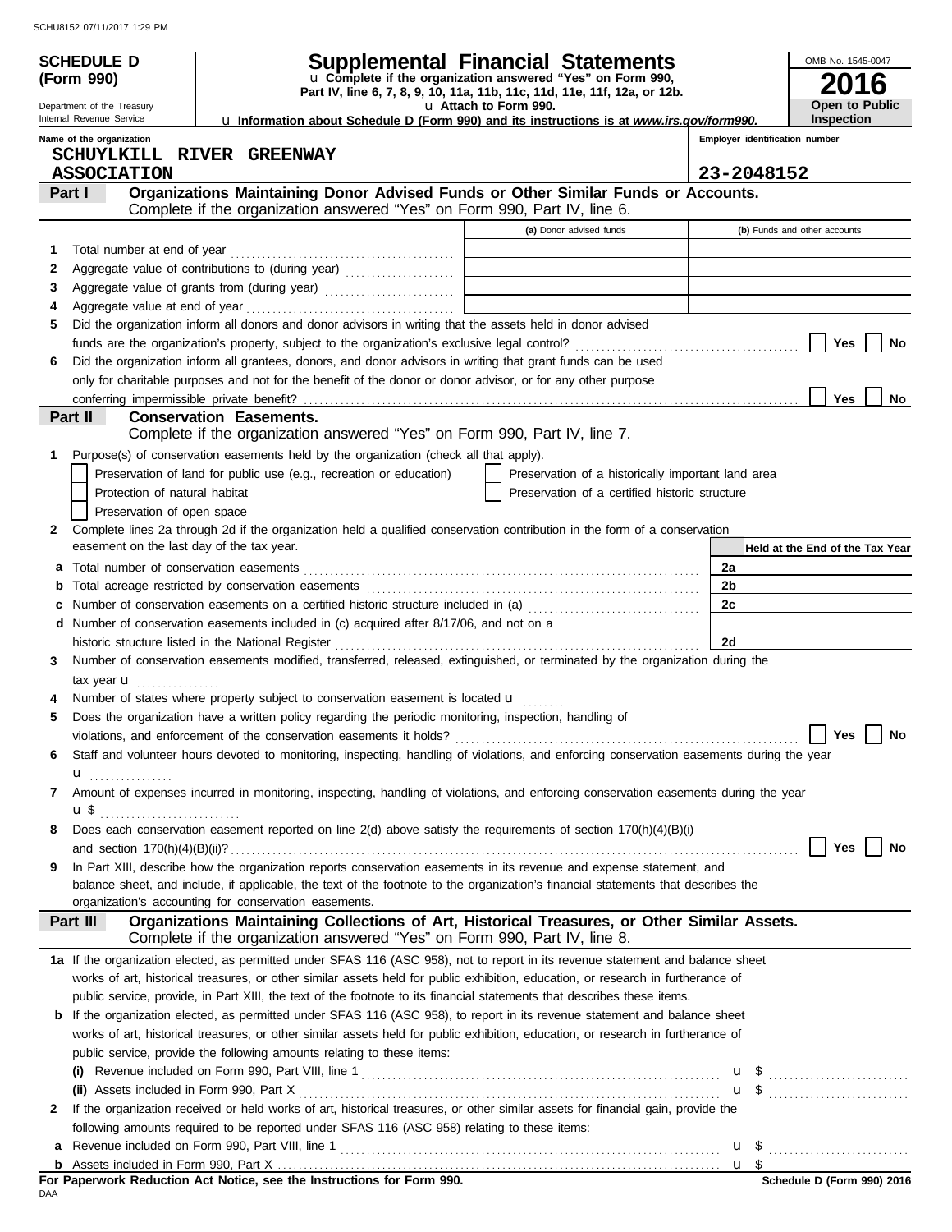SCHU8152 07/11/2017 1:29 PM

# SCHEDULE D (Form 990)

Department of the Treasury
Internal Revenue Service

## Supplemental Financial Statements

u Complete if the organization answered "Yes" on Form 990, Part IV, line 6, 7, 8, 9, 10, 11a, 11b, 11c, 11d, 11e, 11f, 12a, or 12b.
u Attach to Form 990.
u Information about Schedule D (Form 990) and its instructions is at *www.irs.gov/form990.*

OMB No. 1545-0047
**2016**
**Open to Public Inspection**

Name of the organization: SCHUYLKILL RIVER GREENWAY ASSOCIATION

Employer identification number: 23-2048152

## Part I Organizations Maintaining Donor Advised Funds or Other Similar Funds or Accounts.

Complete if the organization answered "Yes" on Form 990, Part IV, line 6.

| | | (a) Donor advised funds | (b) Funds and other accounts |
|---|---|---|---|
| 1 | Total number at end of year | | |
| 2 | Aggregate value of contributions to (during year) | | |
| 3 | Aggregate value of grants from (during year) | | |
| 4 | Aggregate value at end of year | | |

5 Did the organization inform all donors and donor advisors in writing that the assets held in donor advised funds are the organization's property, subject to the organization's exclusive legal control? ☐ Yes ☐ No

6 Did the organization inform all grantees, donors, and donor advisors in writing that grant funds can be used only for charitable purposes and not for the benefit of the donor or donor advisor, or for any other purpose conferring impermissible private benefit? ☐ Yes ☐ No

## Part II Conservation Easements.

Complete if the organization answered "Yes" on Form 990, Part IV, line 7.

1 Purpose(s) of conservation easements held by the organization (check all that apply).

- ☐ Preservation of land for public use (e.g., recreation or education)
- ☐ Preservation of a historically important land area
- ☐ Protection of natural habitat
- ☐ Preservation of a certified historic structure
- ☐ Preservation of open space

2 Complete lines 2a through 2d if the organization held a qualified conservation contribution in the form of a conservation easement on the last day of the tax year.

| | | | Held at the End of the Tax Year |
|---|---|---|---|
| a | Total number of conservation easements | 2a | |
| b | Total acreage restricted by conservation easements | 2b | |
| c | Number of conservation easements on a certified historic structure included in (a) | 2c | |
| d | Number of conservation easements included in (c) acquired after 8/17/06, and not on a historic structure listed in the National Register | 2d | |

3 Number of conservation easements modified, transferred, released, extinguished, or terminated by the organization during the tax year u

4 Number of states where property subject to conservation easement is located u

5 Does the organization have a written policy regarding the periodic monitoring, inspection, handling of violations, and enforcement of the conservation easements it holds? ☐ Yes ☐ No

6 Staff and volunteer hours devoted to monitoring, inspecting, handling of violations, and enforcing conservation easements during the year u

7 Amount of expenses incurred in monitoring, inspecting, handling of violations, and enforcing conservation easements during the year u $

8 Does each conservation easement reported on line 2(d) above satisfy the requirements of section 170(h)(4)(B)(i) and section 170(h)(4)(B)(ii)? ☐ Yes ☐ No

9 In Part XIII, describe how the organization reports conservation easements in its revenue and expense statement, and balance sheet, and include, if applicable, the text of the footnote to the organization's financial statements that describes the organization's accounting for conservation easements.

## Part III Organizations Maintaining Collections of Art, Historical Treasures, or Other Similar Assets.

Complete if the organization answered "Yes" on Form 990, Part IV, line 8.

1a If the organization elected, as permitted under SFAS 116 (ASC 958), not to report in its revenue statement and balance sheet works of art, historical treasures, or other similar assets held for public exhibition, education, or research in furtherance of public service, provide, in Part XIII, the text of the footnote to its financial statements that describes these items.

b If the organization elected, as permitted under SFAS 116 (ASC 958), to report in its revenue statement and balance sheet works of art, historical treasures, or other similar assets held for public exhibition, education, or research in furtherance of public service, provide the following amounts relating to these items:

(i) Revenue included on Form 990, Part VIII, line 1 u $

(ii) Assets included in Form 990, Part X u $

2 If the organization received or held works of art, historical treasures, or other similar assets for financial gain, provide the following amounts required to be reported under SFAS 116 (ASC 958) relating to these items:

a Revenue included on Form 990, Part VIII, line 1 u $

b Assets included in Form 990, Part X u $

**For Paperwork Reduction Act Notice, see the Instructions for Form 990.**

DAA

**Schedule D (Form 990) 2016**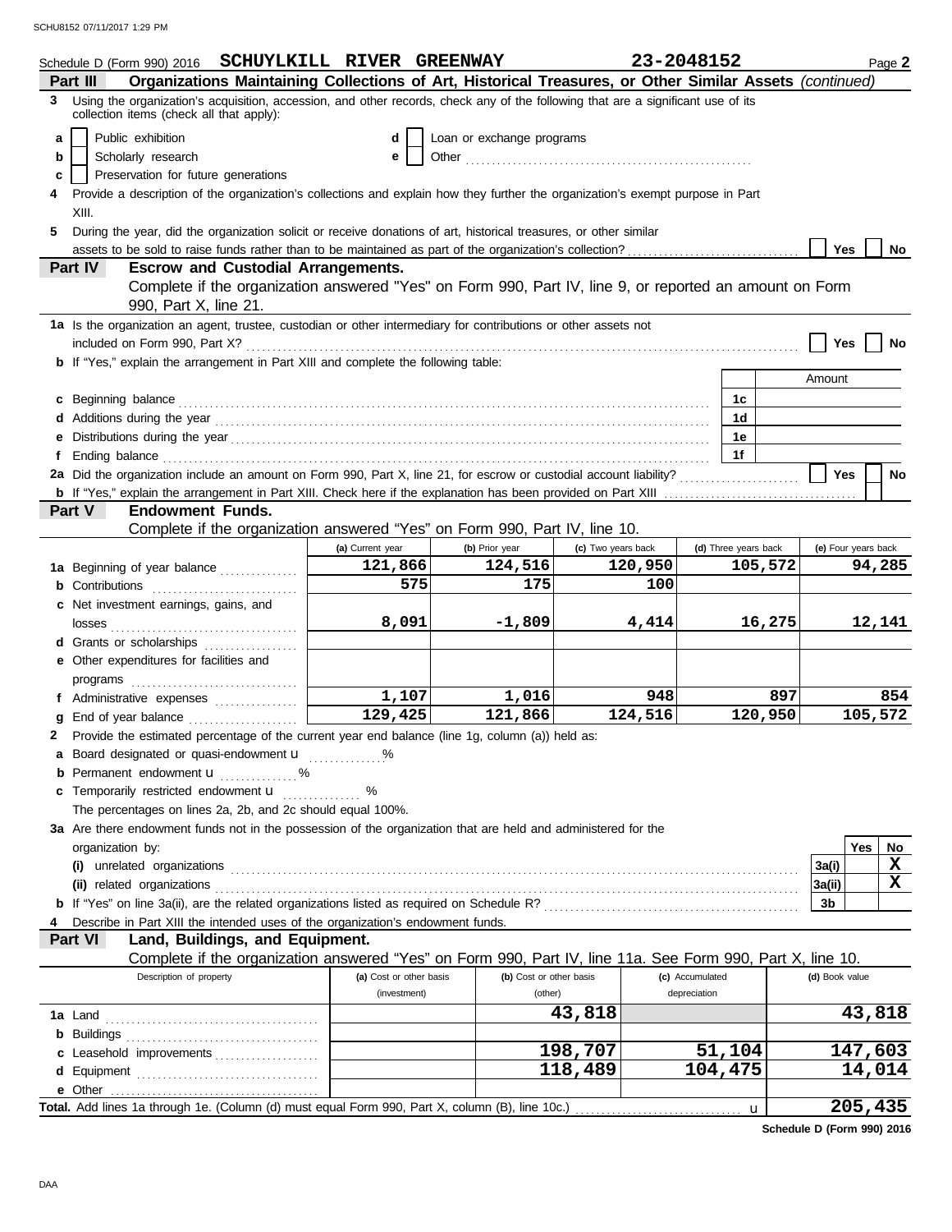Schedule D (Form 990) 2016 SCHUYLKILL RIVER GREENWAY 23-2048152 Page 2

## Part III Organizations Maintaining Collections of Art, Historical Treasures, or Other Similar Assets *(continued)*

**3** Using the organization's acquisition, accession, and other records, check any of the following that are a significant use of its collection items (check all that apply):

- **a** ☐ Public exhibition
- **b** ☐ Scholarly research
- **c** ☐ Preservation for future generations
- **d** ☐ Loan or exchange programs
- **e** ☐ Other ............

**4** Provide a description of the organization's collections and explain how they further the organization's exempt purpose in Part XIII.

**5** During the year, did the organization solicit or receive donations of art, historical treasures, or other similar assets to be sold to raise funds rather than to be maintained as part of the organization's collection? ☐ Yes ☐ No

## Part IV Escrow and Custodial Arrangements.

Complete if the organization answered "Yes" on Form 990, Part IV, line 9, or reported an amount on Form 990, Part X, line 21.

**1a** Is the organization an agent, trustee, custodian or other intermediary for contributions or other assets not included on Form 990, Part X? ☐ Yes ☐ No

**b** If "Yes," explain the arrangement in Part XIII and complete the following table:

| | | Amount |
|---|---|---|
| **c** Beginning balance | 1c | |
| **d** Additions during the year | 1d | |
| **e** Distributions during the year | 1e | |
| **f** Ending balance | 1f | |

**2a** Did the organization include an amount on Form 990, Part X, line 21, for escrow or custodial account liability? ☐ Yes ☐ No

**b** If "Yes," explain the arrangement in Part XIII. Check here if the explanation has been provided on Part XIII ☐

## Part V Endowment Funds.

Complete if the organization answered "Yes" on Form 990, Part IV, line 10.

| | (a) Current year | (b) Prior year | (c) Two years back | (d) Three years back | (e) Four years back |
|---|---|---|---|---|---|
| **1a** Beginning of year balance | 121,866 | 124,516 | 120,950 | 105,572 | 94,285 |
| **b** Contributions | 575 | 175 | 100 | | |
| **c** Net investment earnings, gains, and losses | 8,091 | -1,809 | 4,414 | 16,275 | 12,141 |
| **d** Grants or scholarships | | | | | |
| **e** Other expenditures for facilities and programs | | | | | |
| **f** Administrative expenses | 1,107 | 1,016 | 948 | 897 | 854 |
| **g** End of year balance | 129,425 | 121,866 | 124,516 | 120,950 | 105,572 |

**2** Provide the estimated percentage of the current year end balance (line 1g, column (a)) held as:

- **a** Board designated or quasi-endowment ▶ ............ %
- **b** Permanent endowment ▶ ............ %
- **c** Temporarily restricted endowment ▶ ............ %

The percentages on lines 2a, 2b, and 2c should equal 100%.

**3a** Are there endowment funds not in the possession of the organization that are held and administered for the organization by:

| | | Yes | No |
|---|---|---|---|
| **(i)** unrelated organizations | 3a(i) | | X |
| **(ii)** related organizations | 3a(ii) | | X |
| **b** If "Yes" on line 3a(ii), are the related organizations listed as required on Schedule R? | 3b | | |

**4** Describe in Part XIII the intended uses of the organization's endowment funds.

## Part VI Land, Buildings, and Equipment.

Complete if the organization answered "Yes" on Form 990, Part IV, line 11a. See Form 990, Part X, line 10.

| Description of property | (a) Cost or other basis (investment) | (b) Cost or other basis (other) | (c) Accumulated depreciation | (d) Book value |
|---|---|---|---|---|
| **1a** Land | | 43,818 | | 43,818 |
| **b** Buildings | | | | |
| **c** Leasehold improvements | | 198,707 | 51,104 | 147,603 |
| **d** Equipment | | 118,489 | 104,475 | 14,014 |
| **e** Other | | | | |
| **Total.** Add lines 1a through 1e. (Column (d) must equal Form 990, Part X, column (B), line 10c.) ▶ | | | | 205,435 |

Schedule D (Form 990) 2016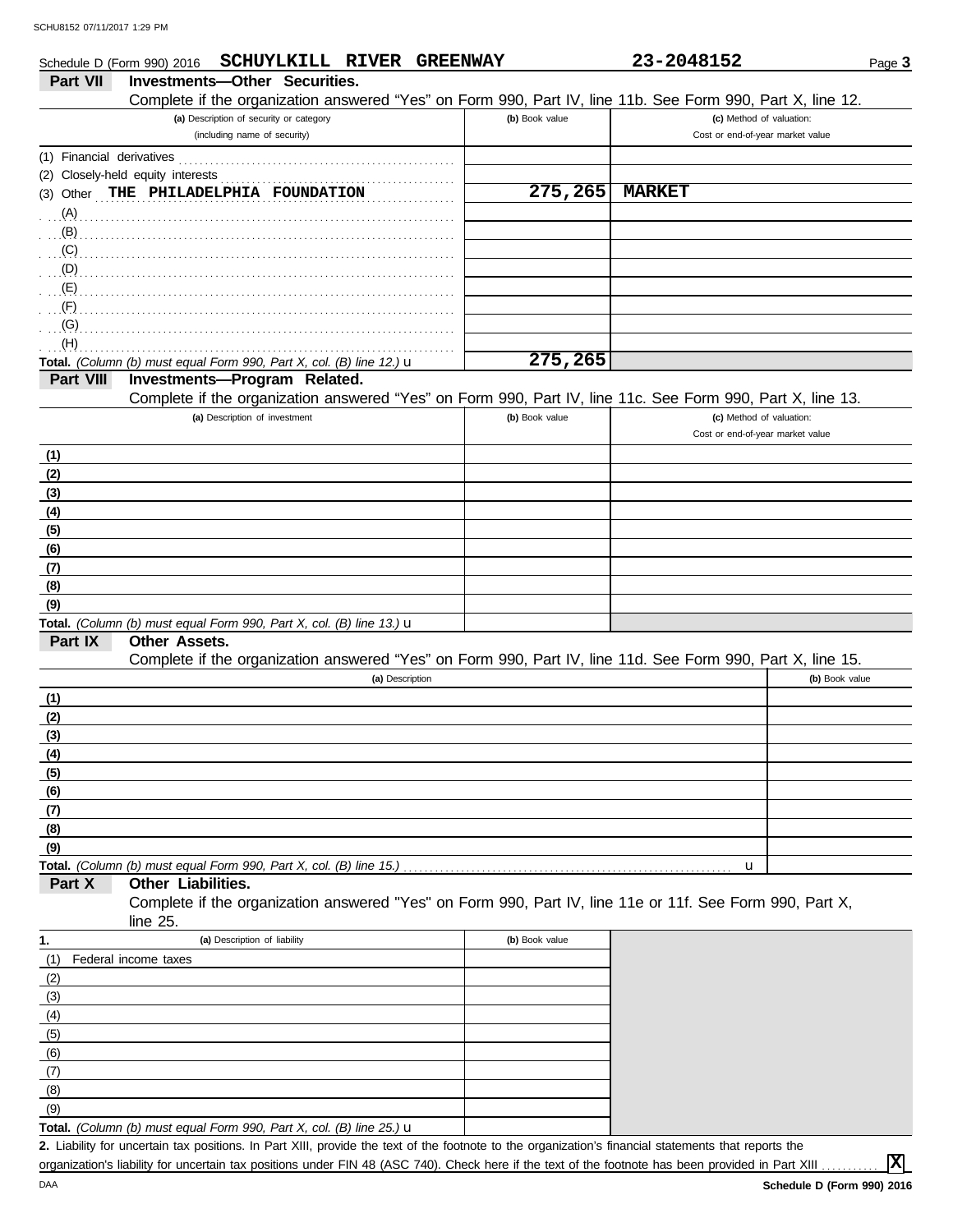Schedule D (Form 990) 2016 **SCHUYLKILL RIVER GREENWAY** **23-2048152** Page **3**

## Part VII Investments—Other Securities.

Complete if the organization answered "Yes" on Form 990, Part IV, line 11b. See Form 990, Part X, line 12.

| (a) Description of security or category (including name of security) | (b) Book value | (c) Method of valuation: Cost or end-of-year market value |
|---|---|---|
| (1) Financial derivatives | | |
| (2) Closely-held equity interests | | |
| (3) Other **THE PHILADELPHIA FOUNDATION** | **275,265** | **MARKET** |
| (A) | | |
| (B) | | |
| (C) | | |
| (D) | | |
| (E) | | |
| (F) | | |
| (G) | | |
| (H) | | |
| **Total.** *(Column (b) must equal Form 990, Part X, col. (B) line 12.)* u | **275,265** | |

## Part VIII Investments—Program Related.

Complete if the organization answered "Yes" on Form 990, Part IV, line 11c. See Form 990, Part X, line 13.

| (a) Description of investment | (b) Book value | (c) Method of valuation: Cost or end-of-year market value |
|---|---|---|
| (1) | | |
| (2) | | |
| (3) | | |
| (4) | | |
| (5) | | |
| (6) | | |
| (7) | | |
| (8) | | |
| (9) | | |
| **Total.** *(Column (b) must equal Form 990, Part X, col. (B) line 13.)* u | | |

## Part IX Other Assets.

Complete if the organization answered "Yes" on Form 990, Part IV, line 11d. See Form 990, Part X, line 15.

| (a) Description | (b) Book value |
|---|---|
| (1) | |
| (2) | |
| (3) | |
| (4) | |
| (5) | |
| (6) | |
| (7) | |
| (8) | |
| (9) | |
| **Total.** *(Column (b) must equal Form 990, Part X, col. (B) line 15.)* u | |

## Part X Other Liabilities.

Complete if the organization answered "Yes" on Form 990, Part IV, line 11e or 11f. See Form 990, Part X, line 25.

| 1. (a) Description of liability | (b) Book value |
|---|---|
| (1) Federal income taxes | |
| (2) | |
| (3) | |
| (4) | |
| (5) | |
| (6) | |
| (7) | |
| (8) | |
| (9) | |
| **Total.** *(Column (b) must equal Form 990, Part X, col. (B) line 25.)* u | |

**2.** Liability for uncertain tax positions. In Part XIII, provide the text of the footnote to the organization's financial statements that reports the organization's liability for uncertain tax positions under FIN 48 (ASC 740). Check here if the text of the footnote has been provided in Part XIII ........... **X**

DAA **Schedule D (Form 990) 2016**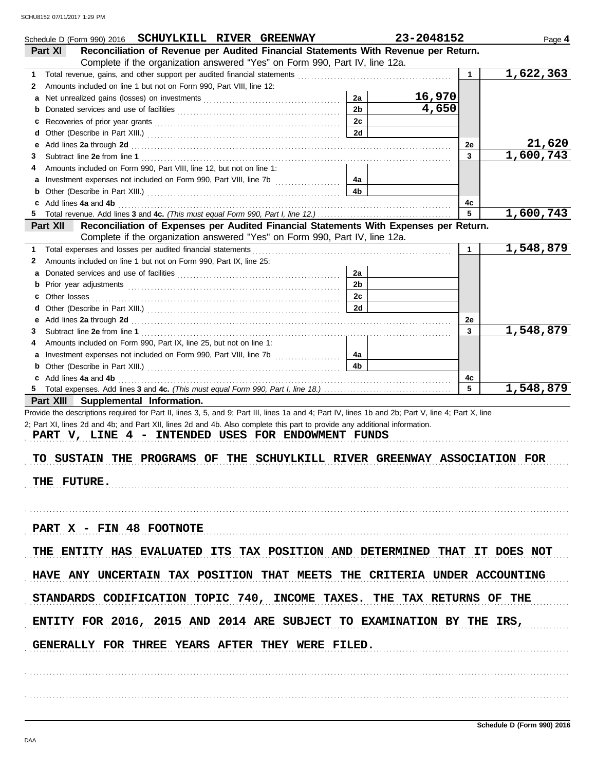Schedule D (Form 990) 2016 **SCHUYLKILL RIVER GREENWAY** **23-2048152** Page **4**

## Part XI Reconciliation of Revenue per Audited Financial Statements With Revenue per Return.

Complete if the organization answered "Yes" on Form 990, Part IV, line 12a.

| | | | | | |
|---|---|---|---|---|---|
| **1** | Total revenue, gains, and other support per audited financial statements | | | 1 | 1,622,363 |
| **2** | Amounts included on line 1 but not on Form 990, Part VIII, line 12: | | | | |
| **a** | Net unrealized gains (losses) on investments | 2a | 16,970 | | |
| **b** | Donated services and use of facilities | 2b | 4,650 | | |
| **c** | Recoveries of prior year grants | 2c | | | |
| **d** | Other (Describe in Part XIII.) | 2d | | | |
| **e** | Add lines **2a** through **2d** | | | 2e | 21,620 |
| **3** | Subtract line **2e** from line **1** | | | 3 | 1,600,743 |
| **4** | Amounts included on Form 990, Part VIII, line 12, but not on line 1: | | | | |
| **a** | Investment expenses not included on Form 990, Part VIII, line 7b | 4a | | | |
| **b** | Other (Describe in Part XIII.) | 4b | | | |
| **c** | Add lines **4a** and **4b** | | | 4c | |
| **5** | Total revenue. Add lines **3** and **4c.** *(This must equal Form 990, Part I, line 12.)* | | | 5 | 1,600,743 |

## Part XII Reconciliation of Expenses per Audited Financial Statements With Expenses per Return.

Complete if the organization answered "Yes" on Form 990, Part IV, line 12a.

| | | | | | |
|---|---|---|---|---|---|
| **1** | Total expenses and losses per audited financial statements | | | 1 | 1,548,879 |
| **2** | Amounts included on line 1 but not on Form 990, Part IX, line 25: | | | | |
| **a** | Donated services and use of facilities | 2a | | | |
| **b** | Prior year adjustments | 2b | | | |
| **c** | Other losses | 2c | | | |
| **d** | Other (Describe in Part XIII.) | 2d | | | |
| **e** | Add lines **2a** through **2d** | | | 2e | |
| **3** | Subtract line **2e** from line **1** | | | 3 | 1,548,879 |
| **4** | Amounts included on Form 990, Part IX, line 25, but not on line 1: | | | | |
| **a** | Investment expenses not included on Form 990, Part VIII, line 7b | 4a | | | |
| **b** | Other (Describe in Part XIII.) | 4b | | | |
| **c** | Add lines **4a** and **4b** | | | 4c | |
| **5** | Total expenses. Add lines **3** and **4c.** *(This must equal Form 990, Part I, line 18.)* | | | 5 | 1,548,879 |

## Part XIII Supplemental Information.

Provide the descriptions required for Part II, lines 3, 5, and 9; Part III, lines 1a and 4; Part IV, lines 1b and 2b; Part V, line 4; Part X, line 2; Part XI, lines 2d and 4b; and Part XII, lines 2d and 4b. Also complete this part to provide any additional information.

PART V, LINE 4 - INTENDED USES FOR ENDOWMENT FUNDS

TO SUSTAIN THE PROGRAMS OF THE SCHUYLKILL RIVER GREENWAY ASSOCIATION FOR THE FUTURE.

PART X - FIN 48 FOOTNOTE

THE ENTITY HAS EVALUATED ITS TAX POSITION AND DETERMINED THAT IT DOES NOT HAVE ANY UNCERTAIN TAX POSITION THAT MEETS THE CRITERIA UNDER ACCOUNTING STANDARDS CODIFICATION TOPIC 740, INCOME TAXES. THE TAX RETURNS OF THE ENTITY FOR 2016, 2015 AND 2014 ARE SUBJECT TO EXAMINATION BY THE IRS, GENERALLY FOR THREE YEARS AFTER THEY WERE FILED.

**Schedule D (Form 990) 2016**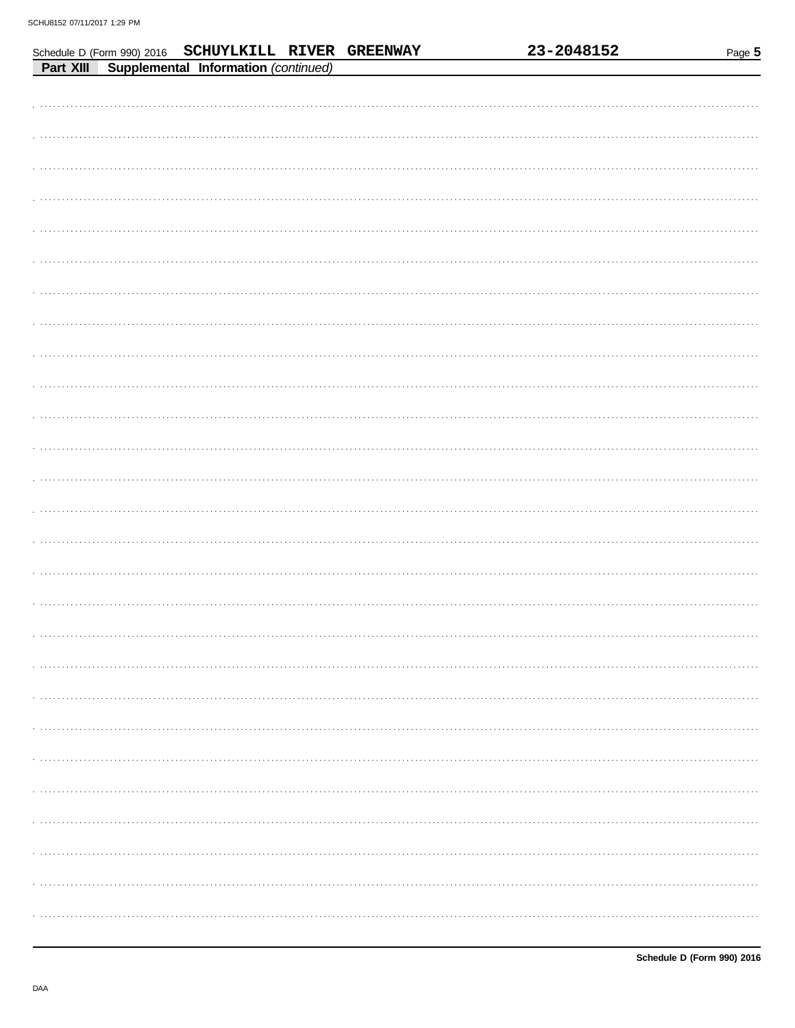Schedule D (Form 990) 2016 **SCHUYLKILL RIVER GREENWAY** **23-2048152** Page **5**

**Part XIII** **Supplemental Information** *(continued)*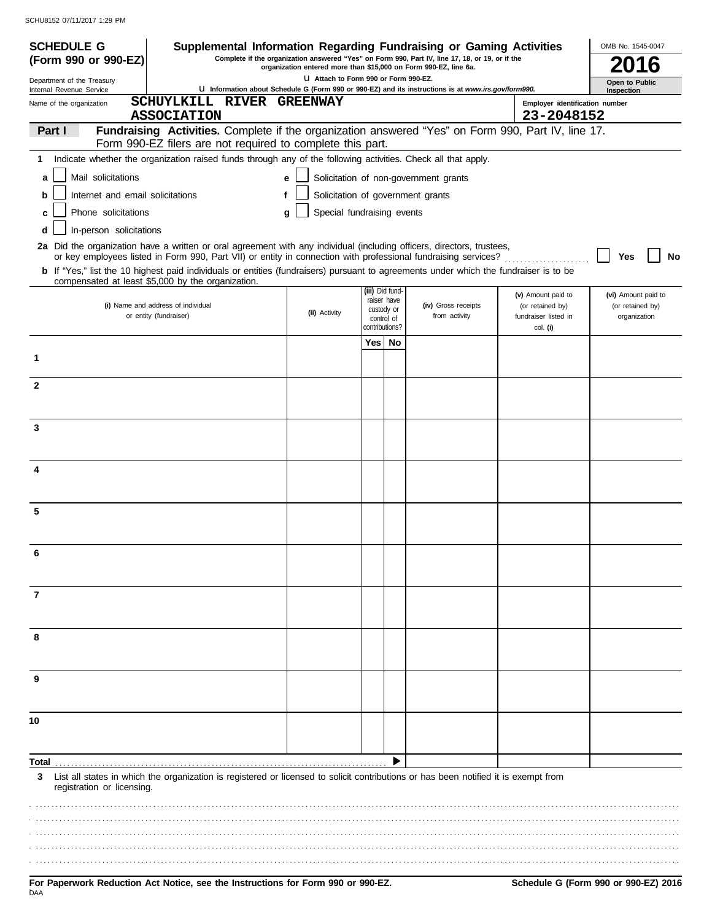**SCHEDULE G (Form 990 or 990-EZ)**

Department of the Treasury
Internal Revenue Service

# Supplemental Information Regarding Fundraising or Gaming Activities

**Complete if the organization answered "Yes" on Form 990, Part IV, line 17, 18, or 19, or if the organization entered more than $15,000 on Form 990-EZ, line 6a.**

**u Attach to Form 990 or Form 990-EZ.**

**u Information about Schedule G (Form 990 or 990-EZ) and its instructions is at *www.irs.gov/form990.***

OMB No. 1545-0047

**2016**

**Open to Public Inspection**

Name of the organization: **SCHUYLKILL RIVER GREENWAY ASSOCIATION**

Employer identification number: **23-2048152**

**Part I** **Fundraising Activities.** Complete if the organization answered "Yes" on Form 990, Part IV, line 17. Form 990-EZ filers are not required to complete this part.

**1** Indicate whether the organization raised funds through any of the following activities. Check all that apply.

- **a** ☐ Mail solicitations
- **b** ☐ Internet and email solicitations
- **c** ☐ Phone solicitations
- **d** ☐ In-person solicitations
- **e** ☐ Solicitation of non-government grants
- **f** ☐ Solicitation of government grants
- **g** ☐ Special fundraising events

**2a** Did the organization have a written or oral agreement with any individual (including officers, directors, trustees, or key employees listed in Form 990, Part VII) or entity in connection with professional fundraising services? ☐ **Yes** ☐ **No**

**b** If "Yes," list the 10 highest paid individuals or entities (fundraisers) pursuant to agreements under which the fundraiser is to be compensated at least $5,000 by the organization.

| | (i) Name and address of individual or entity (fundraiser) | (ii) Activity | (iii) Did fund-raiser have custody or control of contributions? Yes | No | (iv) Gross receipts from activity | (v) Amount paid to (or retained by) fundraiser listed in col. (i) | (vi) Amount paid to (or retained by) organization |
|---|---|---|---|---|---|---|---|
| 1 | | | | | | | |
| 2 | | | | | | | |
| 3 | | | | | | | |
| 4 | | | | | | | |
| 5 | | | | | | | |
| 6 | | | | | | | |
| 7 | | | | | | | |
| 8 | | | | | | | |
| 9 | | | | | | | |
| 10 | | | | | | | |
| **Total** | | | | ▶ | | | |

**3** List all states in which the organization is registered or licensed to solicit contributions or has been notified it is exempt from registration or licensing.

**For Paperwork Reduction Act Notice, see the Instructions for Form 990 or 990-EZ.** **Schedule G (Form 990 or 990-EZ) 2016**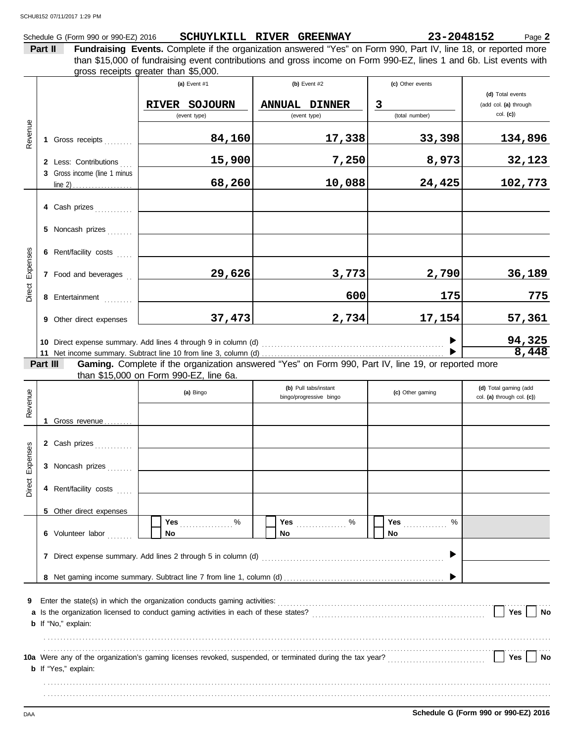Schedule G (Form 990 or 990-EZ) 2016 **SCHUYLKILL RIVER GREENWAY** **23-2048152** Page **2**

**Part II** **Fundraising Events.** Complete if the organization answered "Yes" on Form 990, Part IV, line 18, or reported more than $15,000 of fundraising event contributions and gross income on Form 990-EZ, lines 1 and 6b. List events with gross receipts greater than $5,000.

| | | (a) Event #1 | (b) Event #2 | (c) Other events | (d) Total events (add col. (a) through col. (c)) |
|---|---|---|---|---|---|
| | | RIVER SOJOURN (event type) | ANNUAL DINNER (event type) | 3 (total number) | |
| Revenue | 1 Gross receipts | 84,160 | 17,338 | 33,398 | 134,896 |
| | 2 Less: Contributions | 15,900 | 7,250 | 8,973 | 32,123 |
| | 3 Gross income (line 1 minus line 2) | 68,260 | 10,088 | 24,425 | 102,773 |
| Direct Expenses | 4 Cash prizes | | | | |
| | 5 Noncash prizes | | | | |
| | 6 Rent/facility costs | | | | |
| | 7 Food and beverages | 29,626 | 3,773 | 2,790 | 36,189 |
| | 8 Entertainment | | 600 | 175 | 775 |
| | 9 Other direct expenses | 37,473 | 2,734 | 17,154 | 57,361 |
| | 10 Direct expense summary. Add lines 4 through 9 in column (d) | | | | 94,325 |
| | 11 Net income summary. Subtract line 10 from line 3, column (d) | | | | 8,448 |

**Part III** **Gaming.** Complete if the organization answered "Yes" on Form 990, Part IV, line 19, or reported more than $15,000 on Form 990-EZ, line 6a.

| | | (a) Bingo | (b) Pull tabs/instant bingo/progressive bingo | (c) Other gaming | (d) Total gaming (add col. (a) through col. (c)) |
|---|---|---|---|---|---|
| Revenue | 1 Gross revenue | | | | |
| Direct Expenses | 2 Cash prizes | | | | |
| | 3 Noncash prizes | | | | |
| | 4 Rent/facility costs | | | | |
| | 5 Other direct expenses | | | | |
| | 6 Volunteer labor | Yes ___ % / No | Yes ___ % / No | Yes ___ % / No | |
| | 7 Direct expense summary. Add lines 2 through 5 in column (d) | | | | |
| | 8 Net gaming income summary. Subtract line 7 from line 1, column (d) | | | | |

9 Enter the state(s) in which the organization conducts gaming activities:

a Is the organization licensed to conduct gaming activities in each of these states? Yes No

b If "No," explain:

10a Were any of the organization's gaming licenses revoked, suspended, or terminated during the tax year? Yes No

b If "Yes," explain:

Schedule G (Form 990 or 990-EZ) 2016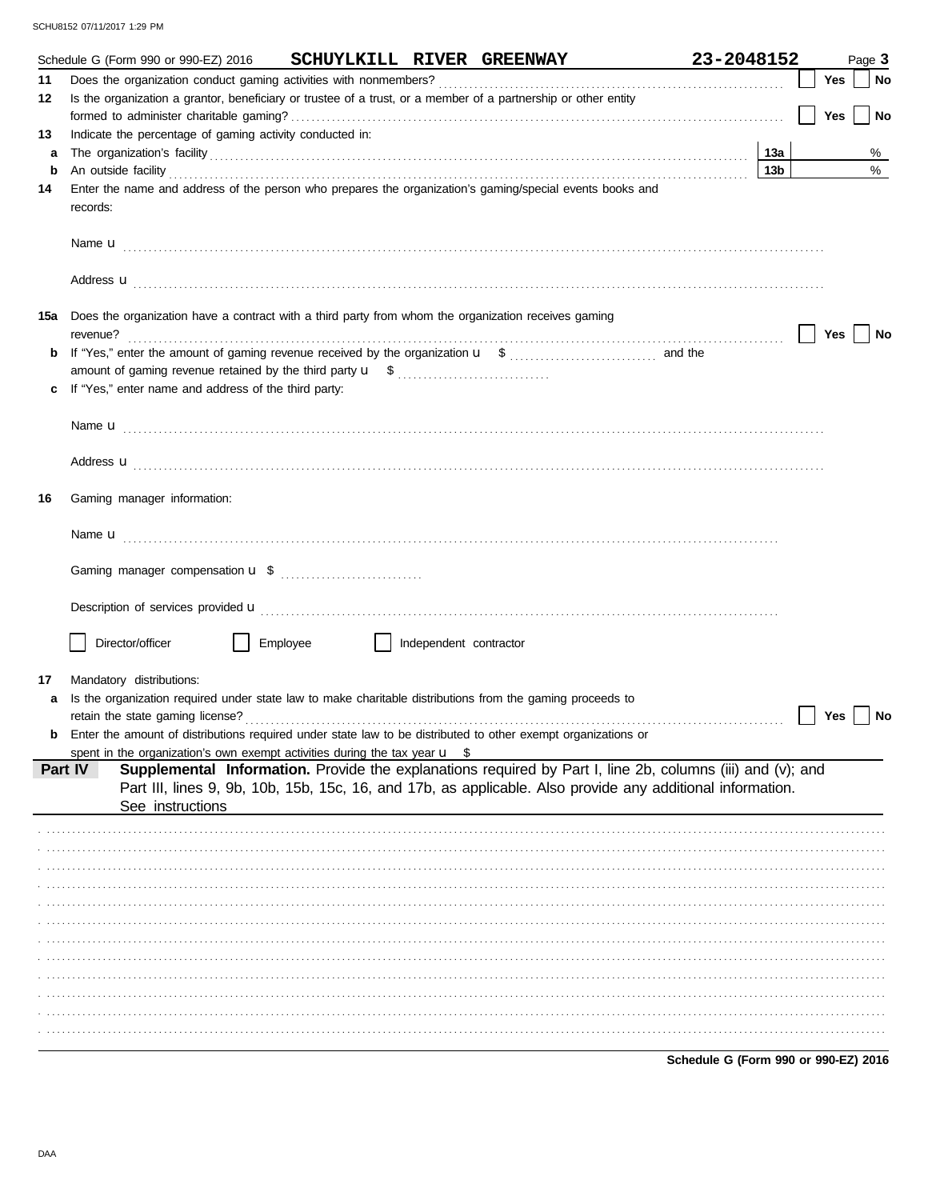Schedule G (Form 990 or 990-EZ) 2016 **SCHUYLKILL RIVER GREENWAY** **23-2048152** Page **3**

**11** Does the organization conduct gaming activities with nonmembers? ☐ Yes ☐ No

**12** Is the organization a grantor, beneficiary or trustee of a trust, or a member of a partnership or other entity formed to administer charitable gaming? ☐ Yes ☐ No

**13** Indicate the percentage of gaming activity conducted in:

**a** The organization's facility **13a** %

**b** An outside facility **13b** %

**14** Enter the name and address of the person who prepares the organization's gaming/special events books and records:

Name u

Address u

**15a** Does the organization have a contract with a third party from whom the organization receives gaming revenue? ☐ Yes ☐ No

**b** If "Yes," enter the amount of gaming revenue received by the organization u $ and the amount of gaming revenue retained by the third party u $

**c** If "Yes," enter name and address of the third party:

Name u

Address u

**16** Gaming manager information:

Name u

Gaming manager compensation u $

Description of services provided u

☐ Director/officer ☐ Employee ☐ Independent contractor

**17** Mandatory distributions:

**a** Is the organization required under state law to make charitable distributions from the gaming proceeds to retain the state gaming license? ☐ Yes ☐ No

**b** Enter the amount of distributions required under state law to be distributed to other exempt organizations or spent in the organization's own exempt activities during the tax year u $

**Part IV** **Supplemental Information.** Provide the explanations required by Part I, line 2b, columns (iii) and (v); and Part III, lines 9, 9b, 10b, 15b, 15c, 16, and 17b, as applicable. Also provide any additional information. See instructions

**Schedule G (Form 990 or 990-EZ) 2016**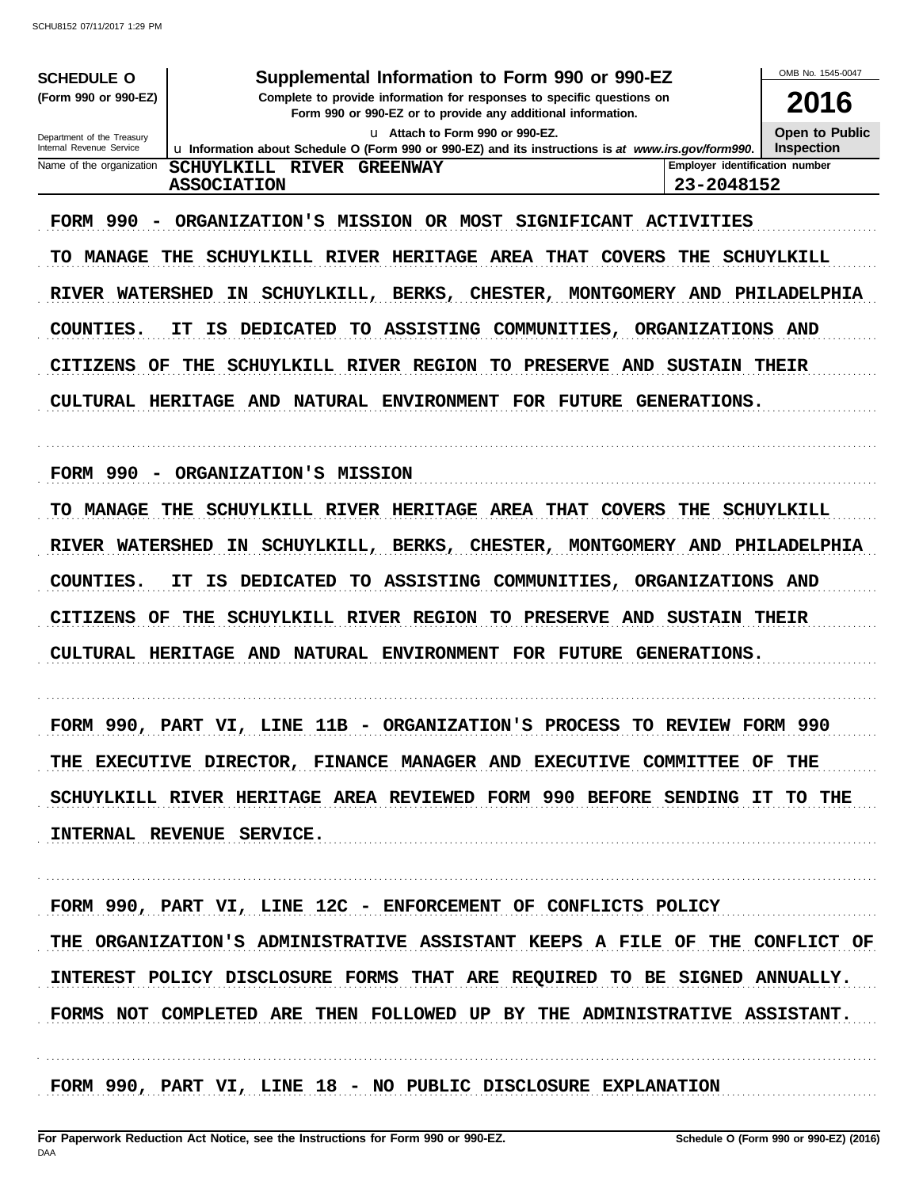**SCHEDULE O**
**(Form 990 or 990-EZ)**

Department of the Treasury
Internal Revenue Service

# Supplemental Information to Form 990 or 990-EZ

**Complete to provide information for responses to specific questions on Form 990 or 990-EZ or to provide any additional information.**

u Attach to Form 990 or 990-EZ.

u Information about Schedule O (Form 990 or 990-EZ) and its instructions is at *www.irs.gov/form990*.

OMB No. 1545-0047

**2016**

**Open to Public Inspection**

| Name of the organization | Employer identification number |
|---|---|
| SCHUYLKILL RIVER GREENWAY ASSOCIATION | 23-2048152 |

FORM 990 - ORGANIZATION'S MISSION OR MOST SIGNIFICANT ACTIVITIES

TO MANAGE THE SCHUYLKILL RIVER HERITAGE AREA THAT COVERS THE SCHUYLKILL RIVER WATERSHED IN SCHUYLKILL, BERKS, CHESTER, MONTGOMERY AND PHILADELPHIA COUNTIES. IT IS DEDICATED TO ASSISTING COMMUNITIES, ORGANIZATIONS AND CITIZENS OF THE SCHUYLKILL RIVER REGION TO PRESERVE AND SUSTAIN THEIR CULTURAL HERITAGE AND NATURAL ENVIRONMENT FOR FUTURE GENERATIONS.

FORM 990 - ORGANIZATION'S MISSION

TO MANAGE THE SCHUYLKILL RIVER HERITAGE AREA THAT COVERS THE SCHUYLKILL RIVER WATERSHED IN SCHUYLKILL, BERKS, CHESTER, MONTGOMERY AND PHILADELPHIA COUNTIES. IT IS DEDICATED TO ASSISTING COMMUNITIES, ORGANIZATIONS AND CITIZENS OF THE SCHUYLKILL RIVER REGION TO PRESERVE AND SUSTAIN THEIR CULTURAL HERITAGE AND NATURAL ENVIRONMENT FOR FUTURE GENERATIONS.

FORM 990, PART VI, LINE 11B - ORGANIZATION'S PROCESS TO REVIEW FORM 990

THE EXECUTIVE DIRECTOR, FINANCE MANAGER AND EXECUTIVE COMMITTEE OF THE SCHUYLKILL RIVER HERITAGE AREA REVIEWED FORM 990 BEFORE SENDING IT TO THE INTERNAL REVENUE SERVICE.

FORM 990, PART VI, LINE 12C - ENFORCEMENT OF CONFLICTS POLICY

THE ORGANIZATION'S ADMINISTRATIVE ASSISTANT KEEPS A FILE OF THE CONFLICT OF INTEREST POLICY DISCLOSURE FORMS THAT ARE REQUIRED TO BE SIGNED ANNUALLY. FORMS NOT COMPLETED ARE THEN FOLLOWED UP BY THE ADMINISTRATIVE ASSISTANT.

FORM 990, PART VI, LINE 18 - NO PUBLIC DISCLOSURE EXPLANATION

For Paperwork Reduction Act Notice, see the Instructions for Form 990 or 990-EZ.

Schedule O (Form 990 or 990-EZ) (2016)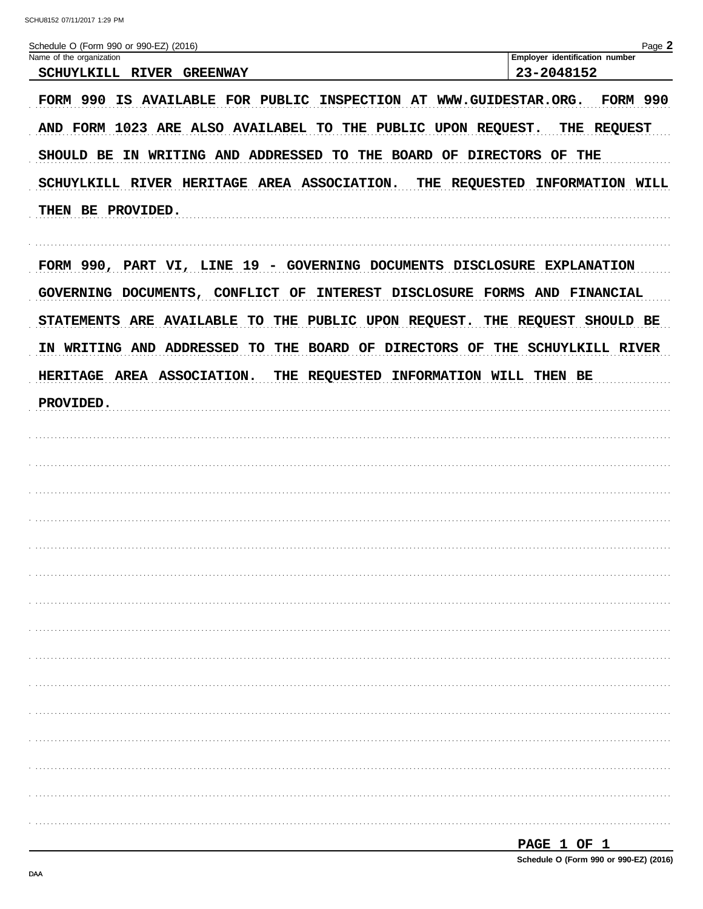Name of the organization: SCHUYLKILL RIVER GREENWAY

Employer identification number: 23-2048152

FORM 990 IS AVAILABLE FOR PUBLIC INSPECTION AT WWW.GUIDESTAR.ORG. FORM 990 AND FORM 1023 ARE ALSO AVAILABEL TO THE PUBLIC UPON REQUEST. THE REQUEST SHOULD BE IN WRITING AND ADDRESSED TO THE BOARD OF DIRECTORS OF THE SCHUYLKILL RIVER HERITAGE AREA ASSOCIATION. THE REQUESTED INFORMATION WILL THEN BE PROVIDED.

FORM 990, PART VI, LINE 19 - GOVERNING DOCUMENTS DISCLOSURE EXPLANATION

GOVERNING DOCUMENTS, CONFLICT OF INTEREST DISCLOSURE FORMS AND FINANCIAL STATEMENTS ARE AVAILABLE TO THE PUBLIC UPON REQUEST. THE REQUEST SHOULD BE IN WRITING AND ADDRESSED TO THE BOARD OF DIRECTORS OF THE SCHUYLKILL RIVER HERITAGE AREA ASSOCIATION. THE REQUESTED INFORMATION WILL THEN BE PROVIDED.